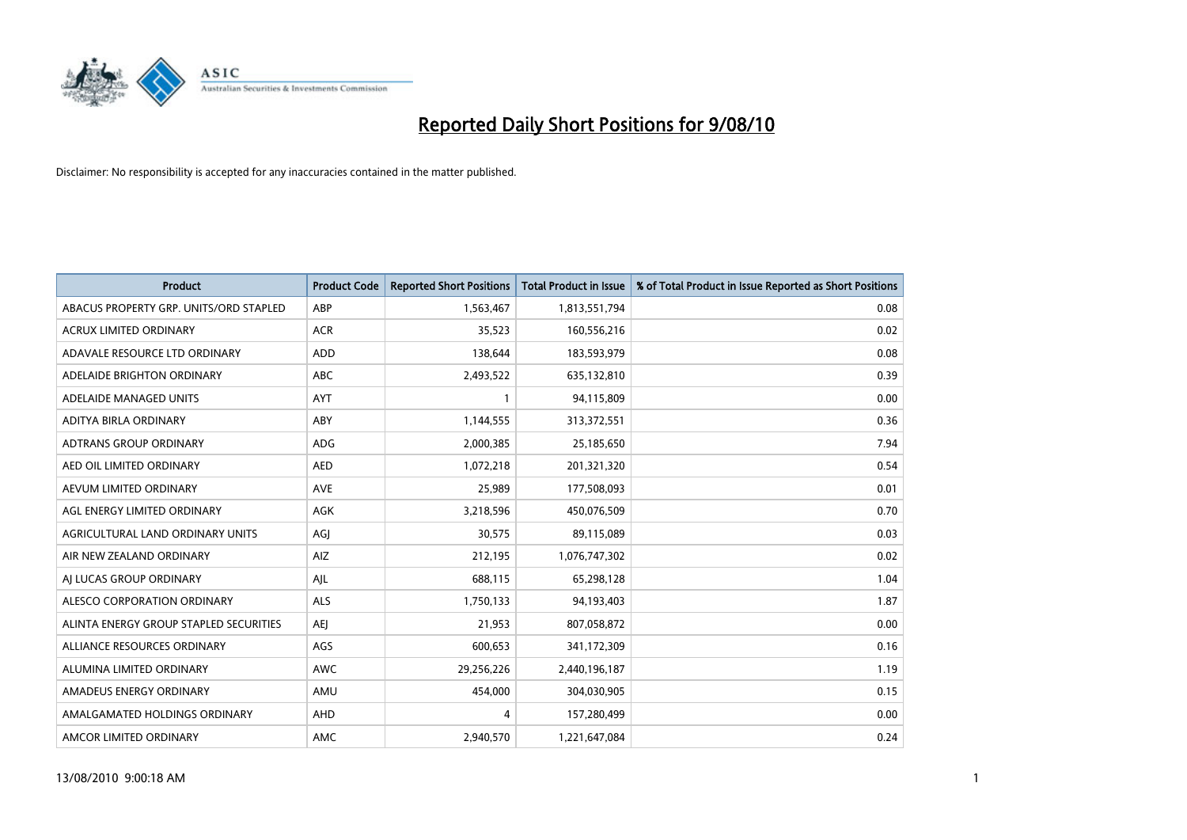# Reported Daily Short Positions for 9/08/10

Disclaimer: No responsibility is accepted for any inaccuracies contained in the matter published.

| Product | Product Code | Reported Short Positions | Total Product in Issue | % of Total Product in Issue Reported as Short Positions |
|---|---|---|---|---|
| ABACUS PROPERTY GRP. UNITS/ORD STAPLED | ABP | 1,563,467 | 1,813,551,794 | 0.08 |
| ACRUX LIMITED ORDINARY | ACR | 35,523 | 160,556,216 | 0.02 |
| ADAVALE RESOURCE LTD ORDINARY | ADD | 138,644 | 183,593,979 | 0.08 |
| ADELAIDE BRIGHTON ORDINARY | ABC | 2,493,522 | 635,132,810 | 0.39 |
| ADELAIDE MANAGED UNITS | AYT | 1 | 94,115,809 | 0.00 |
| ADITYA BIRLA ORDINARY | ABY | 1,144,555 | 313,372,551 | 0.36 |
| ADTRANS GROUP ORDINARY | ADG | 2,000,385 | 25,185,650 | 7.94 |
| AED OIL LIMITED ORDINARY | AED | 1,072,218 | 201,321,320 | 0.54 |
| AEVUM LIMITED ORDINARY | AVE | 25,989 | 177,508,093 | 0.01 |
| AGL ENERGY LIMITED ORDINARY | AGK | 3,218,596 | 450,076,509 | 0.70 |
| AGRICULTURAL LAND ORDINARY UNITS | AGJ | 30,575 | 89,115,089 | 0.03 |
| AIR NEW ZEALAND ORDINARY | AIZ | 212,195 | 1,076,747,302 | 0.02 |
| AJ LUCAS GROUP ORDINARY | AJL | 688,115 | 65,298,128 | 1.04 |
| ALESCO CORPORATION ORDINARY | ALS | 1,750,133 | 94,193,403 | 1.87 |
| ALINTA ENERGY GROUP STAPLED SECURITIES | AEJ | 21,953 | 807,058,872 | 0.00 |
| ALLIANCE RESOURCES ORDINARY | AGS | 600,653 | 341,172,309 | 0.16 |
| ALUMINA LIMITED ORDINARY | AWC | 29,256,226 | 2,440,196,187 | 1.19 |
| AMADEUS ENERGY ORDINARY | AMU | 454,000 | 304,030,905 | 0.15 |
| AMALGAMATED HOLDINGS ORDINARY | AHD | 4 | 157,280,499 | 0.00 |
| AMCOR LIMITED ORDINARY | AMC | 2,940,570 | 1,221,647,084 | 0.24 |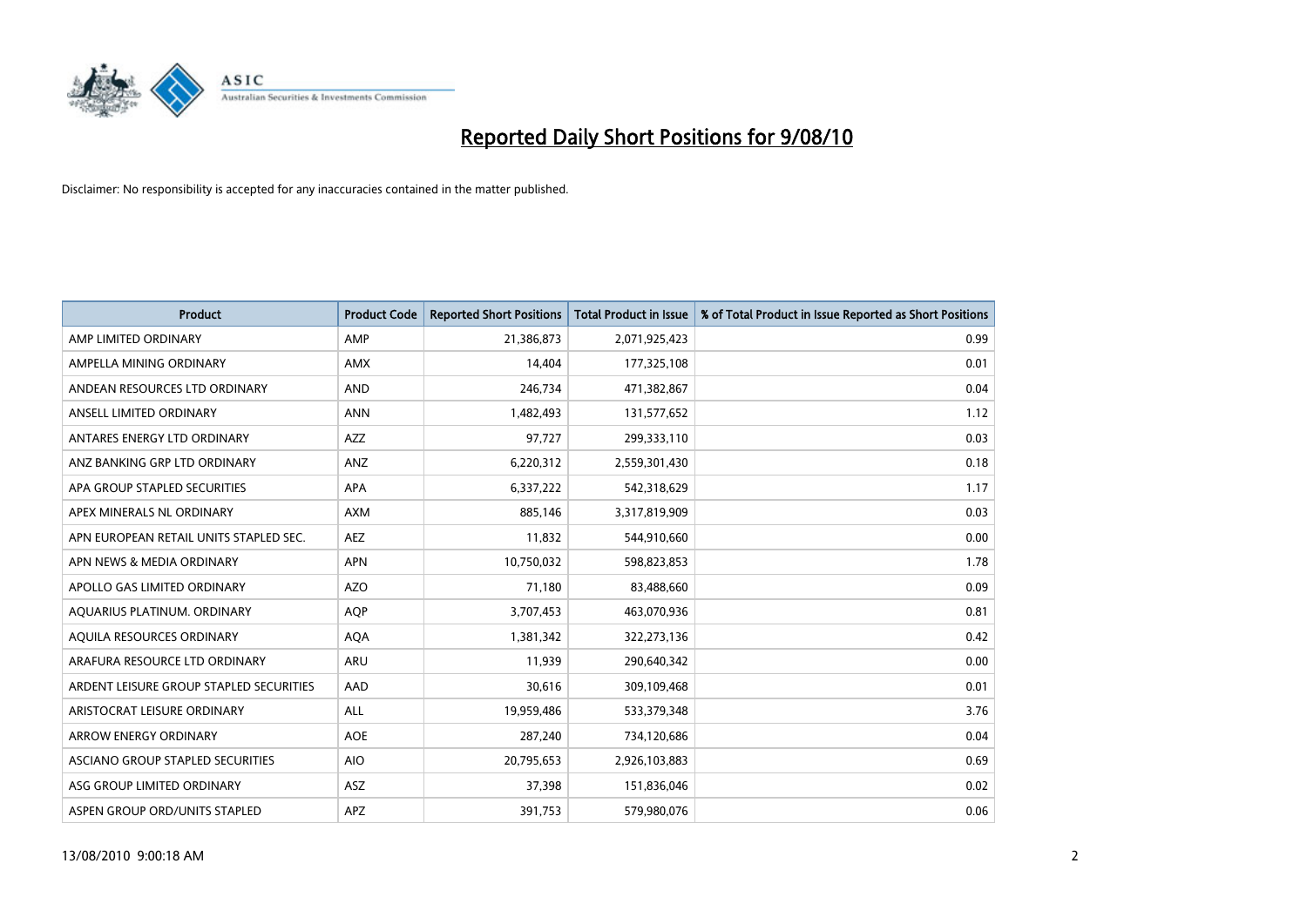# Reported Daily Short Positions for 9/08/10

Disclaimer: No responsibility is accepted for any inaccuracies contained in the matter published.

| Product | Product Code | Reported Short Positions | Total Product in Issue | % of Total Product in Issue Reported as Short Positions |
| --- | --- | --- | --- | --- |
| AMP LIMITED ORDINARY | AMP | 21,386,873 | 2,071,925,423 | 0.99 |
| AMPELLA MINING ORDINARY | AMX | 14,404 | 177,325,108 | 0.01 |
| ANDEAN RESOURCES LTD ORDINARY | AND | 246,734 | 471,382,867 | 0.04 |
| ANSELL LIMITED ORDINARY | ANN | 1,482,493 | 131,577,652 | 1.12 |
| ANTARES ENERGY LTD ORDINARY | AZZ | 97,727 | 299,333,110 | 0.03 |
| ANZ BANKING GRP LTD ORDINARY | ANZ | 6,220,312 | 2,559,301,430 | 0.18 |
| APA GROUP STAPLED SECURITIES | APA | 6,337,222 | 542,318,629 | 1.17 |
| APEX MINERALS NL ORDINARY | AXM | 885,146 | 3,317,819,909 | 0.03 |
| APN EUROPEAN RETAIL UNITS STAPLED SEC. | AEZ | 11,832 | 544,910,660 | 0.00 |
| APN NEWS & MEDIA ORDINARY | APN | 10,750,032 | 598,823,853 | 1.78 |
| APOLLO GAS LIMITED ORDINARY | AZO | 71,180 | 83,488,660 | 0.09 |
| AQUARIUS PLATINUM. ORDINARY | AQP | 3,707,453 | 463,070,936 | 0.81 |
| AQUILA RESOURCES ORDINARY | AQA | 1,381,342 | 322,273,136 | 0.42 |
| ARAFURA RESOURCE LTD ORDINARY | ARU | 11,939 | 290,640,342 | 0.00 |
| ARDENT LEISURE GROUP STAPLED SECURITIES | AAD | 30,616 | 309,109,468 | 0.01 |
| ARISTOCRAT LEISURE ORDINARY | ALL | 19,959,486 | 533,379,348 | 3.76 |
| ARROW ENERGY ORDINARY | AOE | 287,240 | 734,120,686 | 0.04 |
| ASCIANO GROUP STAPLED SECURITIES | AIO | 20,795,653 | 2,926,103,883 | 0.69 |
| ASG GROUP LIMITED ORDINARY | ASZ | 37,398 | 151,836,046 | 0.02 |
| ASPEN GROUP ORD/UNITS STAPLED | APZ | 391,753 | 579,980,076 | 0.06 |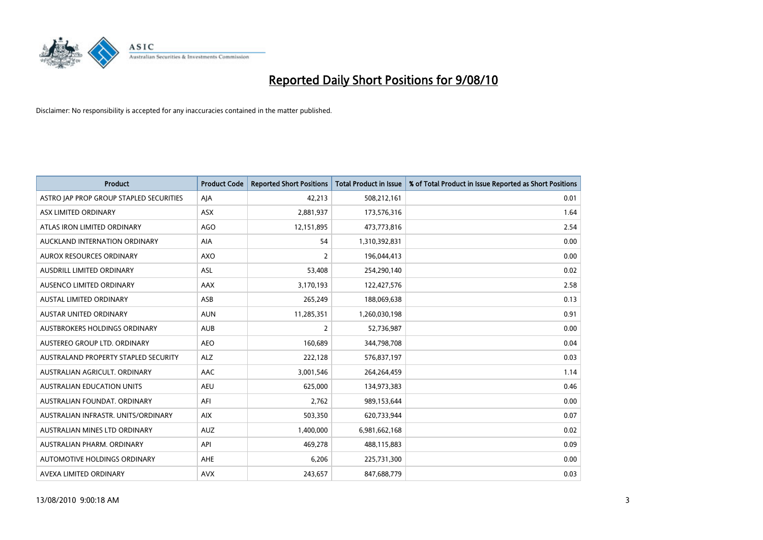# Reported Daily Short Positions for 9/08/10

Disclaimer: No responsibility is accepted for any inaccuracies contained in the matter published.

| Product | Product Code | Reported Short Positions | Total Product in Issue | % of Total Product in Issue Reported as Short Positions |
| --- | --- | --- | --- | --- |
| ASTRO JAP PROP GROUP STAPLED SECURITIES | AJA | 42,213 | 508,212,161 | 0.01 |
| ASX LIMITED ORDINARY | ASX | 2,881,937 | 173,576,316 | 1.64 |
| ATLAS IRON LIMITED ORDINARY | AGO | 12,151,895 | 473,773,816 | 2.54 |
| AUCKLAND INTERNATION ORDINARY | AIA | 54 | 1,310,392,831 | 0.00 |
| AUROX RESOURCES ORDINARY | AXO | 2 | 196,044,413 | 0.00 |
| AUSDRILL LIMITED ORDINARY | ASL | 53,408 | 254,290,140 | 0.02 |
| AUSENCO LIMITED ORDINARY | AAX | 3,170,193 | 122,427,576 | 2.58 |
| AUSTAL LIMITED ORDINARY | ASB | 265,249 | 188,069,638 | 0.13 |
| AUSTAR UNITED ORDINARY | AUN | 11,285,351 | 1,260,030,198 | 0.91 |
| AUSTBROKERS HOLDINGS ORDINARY | AUB | 2 | 52,736,987 | 0.00 |
| AUSTEREO GROUP LTD. ORDINARY | AEO | 160,689 | 344,798,708 | 0.04 |
| AUSTRALAND PROPERTY STAPLED SECURITY | ALZ | 222,128 | 576,837,197 | 0.03 |
| AUSTRALIAN AGRICULT. ORDINARY | AAC | 3,001,546 | 264,264,459 | 1.14 |
| AUSTRALIAN EDUCATION UNITS | AEU | 625,000 | 134,973,383 | 0.46 |
| AUSTRALIAN FOUNDAT. ORDINARY | AFI | 2,762 | 989,153,644 | 0.00 |
| AUSTRALIAN INFRASTR. UNITS/ORDINARY | AIX | 503,350 | 620,733,944 | 0.07 |
| AUSTRALIAN MINES LTD ORDINARY | AUZ | 1,400,000 | 6,981,662,168 | 0.02 |
| AUSTRALIAN PHARM. ORDINARY | API | 469,278 | 488,115,883 | 0.09 |
| AUTOMOTIVE HOLDINGS ORDINARY | AHE | 6,206 | 225,731,300 | 0.00 |
| AVEXA LIMITED ORDINARY | AVX | 243,657 | 847,688,779 | 0.03 |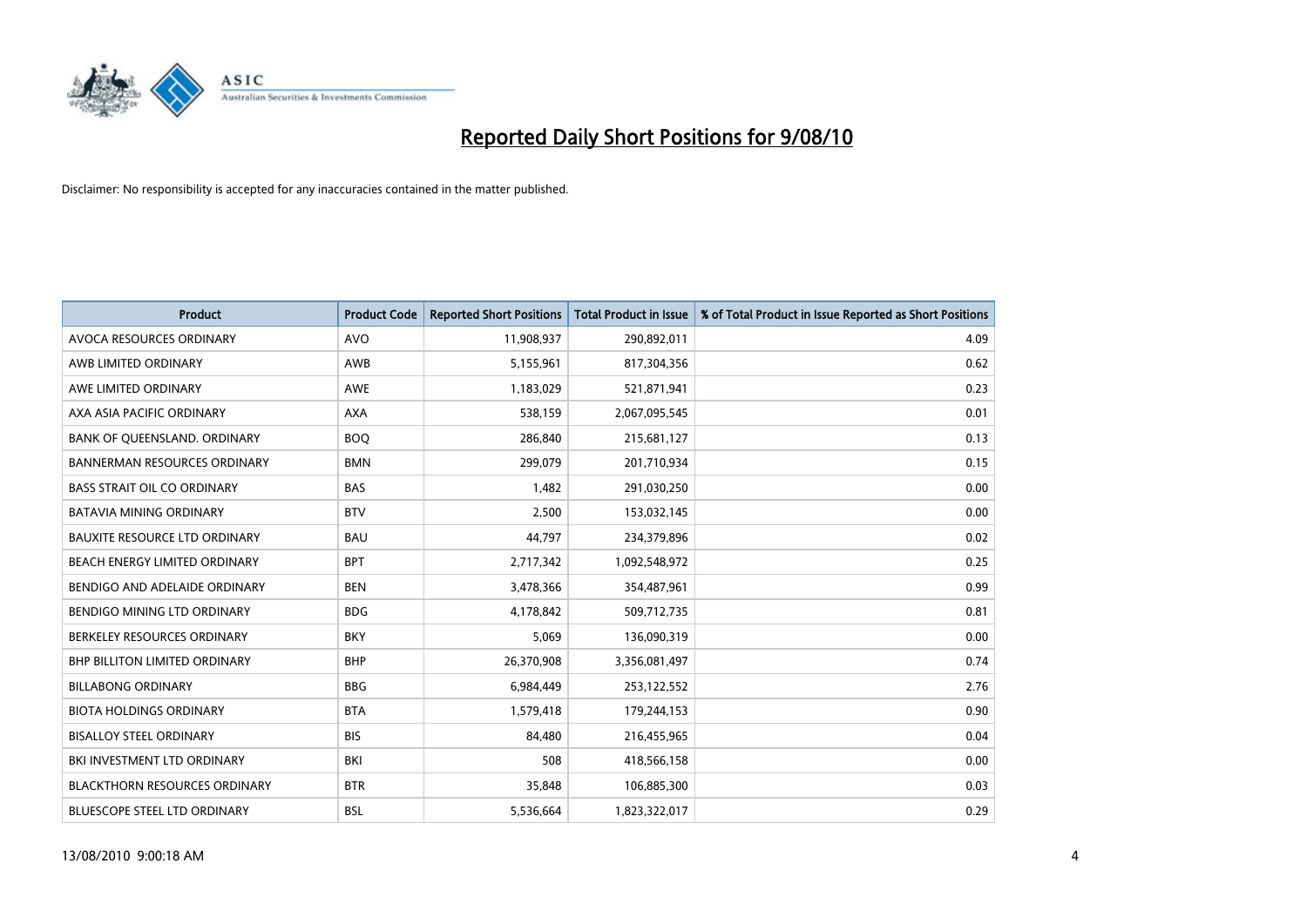# Reported Daily Short Positions for 9/08/10

Disclaimer: No responsibility is accepted for any inaccuracies contained in the matter published.

| Product | Product Code | Reported Short Positions | Total Product in Issue | % of Total Product in Issue Reported as Short Positions |
|---|---|---|---|---|
| AVOCA RESOURCES ORDINARY | AVO | 11,908,937 | 290,892,011 | 4.09 |
| AWB LIMITED ORDINARY | AWB | 5,155,961 | 817,304,356 | 0.62 |
| AWE LIMITED ORDINARY | AWE | 1,183,029 | 521,871,941 | 0.23 |
| AXA ASIA PACIFIC ORDINARY | AXA | 538,159 | 2,067,095,545 | 0.01 |
| BANK OF QUEENSLAND. ORDINARY | BOQ | 286,840 | 215,681,127 | 0.13 |
| BANNERMAN RESOURCES ORDINARY | BMN | 299,079 | 201,710,934 | 0.15 |
| BASS STRAIT OIL CO ORDINARY | BAS | 1,482 | 291,030,250 | 0.00 |
| BATAVIA MINING ORDINARY | BTV | 2,500 | 153,032,145 | 0.00 |
| BAUXITE RESOURCE LTD ORDINARY | BAU | 44,797 | 234,379,896 | 0.02 |
| BEACH ENERGY LIMITED ORDINARY | BPT | 2,717,342 | 1,092,548,972 | 0.25 |
| BENDIGO AND ADELAIDE ORDINARY | BEN | 3,478,366 | 354,487,961 | 0.99 |
| BENDIGO MINING LTD ORDINARY | BDG | 4,178,842 | 509,712,735 | 0.81 |
| BERKELEY RESOURCES ORDINARY | BKY | 5,069 | 136,090,319 | 0.00 |
| BHP BILLITON LIMITED ORDINARY | BHP | 26,370,908 | 3,356,081,497 | 0.74 |
| BILLABONG ORDINARY | BBG | 6,984,449 | 253,122,552 | 2.76 |
| BIOTA HOLDINGS ORDINARY | BTA | 1,579,418 | 179,244,153 | 0.90 |
| BISALLOY STEEL ORDINARY | BIS | 84,480 | 216,455,965 | 0.04 |
| BKI INVESTMENT LTD ORDINARY | BKI | 508 | 418,566,158 | 0.00 |
| BLACKTHORN RESOURCES ORDINARY | BTR | 35,848 | 106,885,300 | 0.03 |
| BLUESCOPE STEEL LTD ORDINARY | BSL | 5,536,664 | 1,823,322,017 | 0.29 |

13/08/2010 9:00:18 AM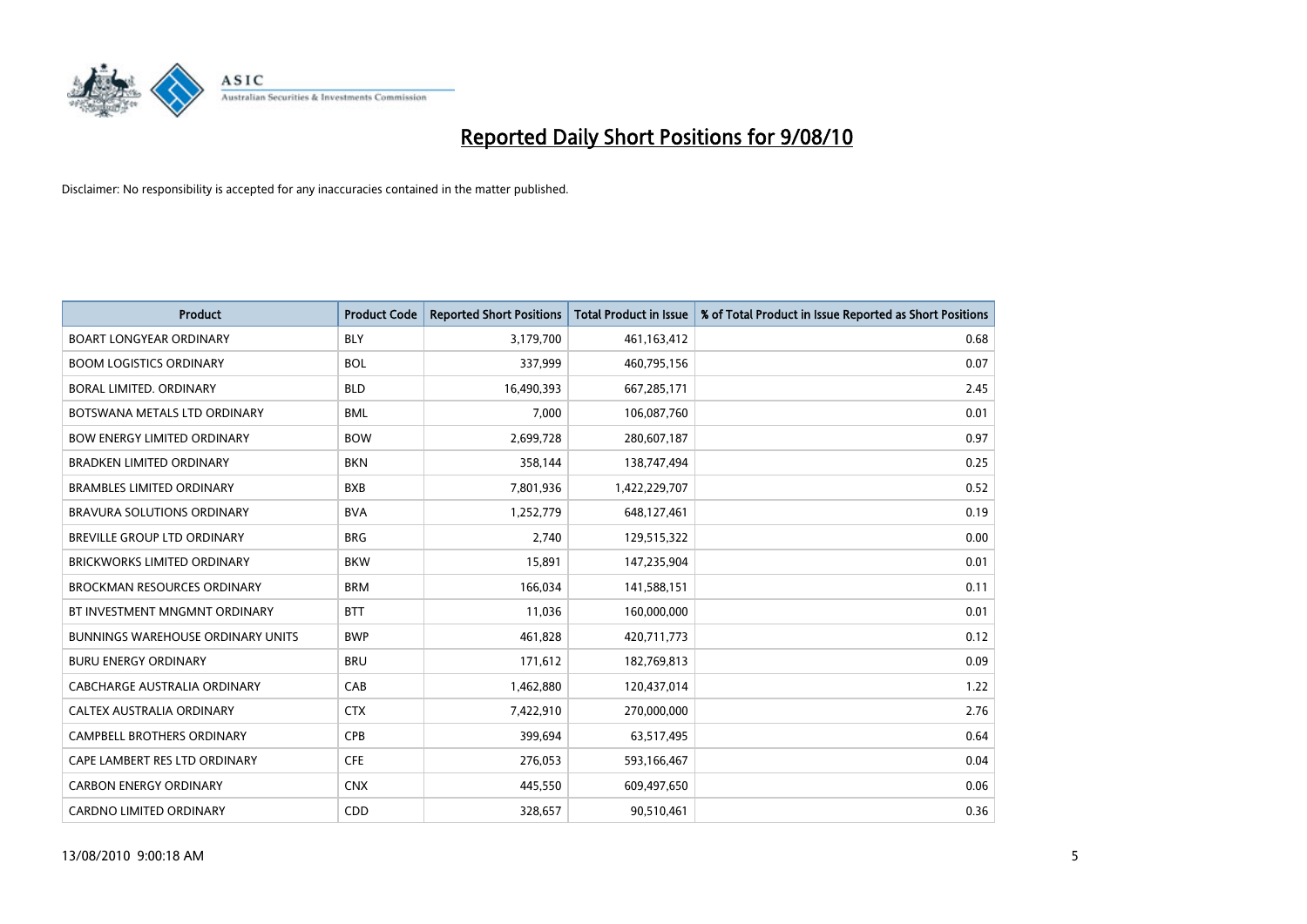# Reported Daily Short Positions for 9/08/10

Disclaimer: No responsibility is accepted for any inaccuracies contained in the matter published.

| Product | Product Code | Reported Short Positions | Total Product in Issue | % of Total Product in Issue Reported as Short Positions |
|---|---|---|---|---|
| BOART LONGYEAR ORDINARY | BLY | 3,179,700 | 461,163,412 | 0.68 |
| BOOM LOGISTICS ORDINARY | BOL | 337,999 | 460,795,156 | 0.07 |
| BORAL LIMITED. ORDINARY | BLD | 16,490,393 | 667,285,171 | 2.45 |
| BOTSWANA METALS LTD ORDINARY | BML | 7,000 | 106,087,760 | 0.01 |
| BOW ENERGY LIMITED ORDINARY | BOW | 2,699,728 | 280,607,187 | 0.97 |
| BRADKEN LIMITED ORDINARY | BKN | 358,144 | 138,747,494 | 0.25 |
| BRAMBLES LIMITED ORDINARY | BXB | 7,801,936 | 1,422,229,707 | 0.52 |
| BRAVURA SOLUTIONS ORDINARY | BVA | 1,252,779 | 648,127,461 | 0.19 |
| BREVILLE GROUP LTD ORDINARY | BRG | 2,740 | 129,515,322 | 0.00 |
| BRICKWORKS LIMITED ORDINARY | BKW | 15,891 | 147,235,904 | 0.01 |
| BROCKMAN RESOURCES ORDINARY | BRM | 166,034 | 141,588,151 | 0.11 |
| BT INVESTMENT MNGMNT ORDINARY | BTT | 11,036 | 160,000,000 | 0.01 |
| BUNNINGS WAREHOUSE ORDINARY UNITS | BWP | 461,828 | 420,711,773 | 0.12 |
| BURU ENERGY ORDINARY | BRU | 171,612 | 182,769,813 | 0.09 |
| CABCHARGE AUSTRALIA ORDINARY | CAB | 1,462,880 | 120,437,014 | 1.22 |
| CALTEX AUSTRALIA ORDINARY | CTX | 7,422,910 | 270,000,000 | 2.76 |
| CAMPBELL BROTHERS ORDINARY | CPB | 399,694 | 63,517,495 | 0.64 |
| CAPE LAMBERT RES LTD ORDINARY | CFE | 276,053 | 593,166,467 | 0.04 |
| CARBON ENERGY ORDINARY | CNX | 445,550 | 609,497,650 | 0.06 |
| CARDNO LIMITED ORDINARY | CDD | 328,657 | 90,510,461 | 0.36 |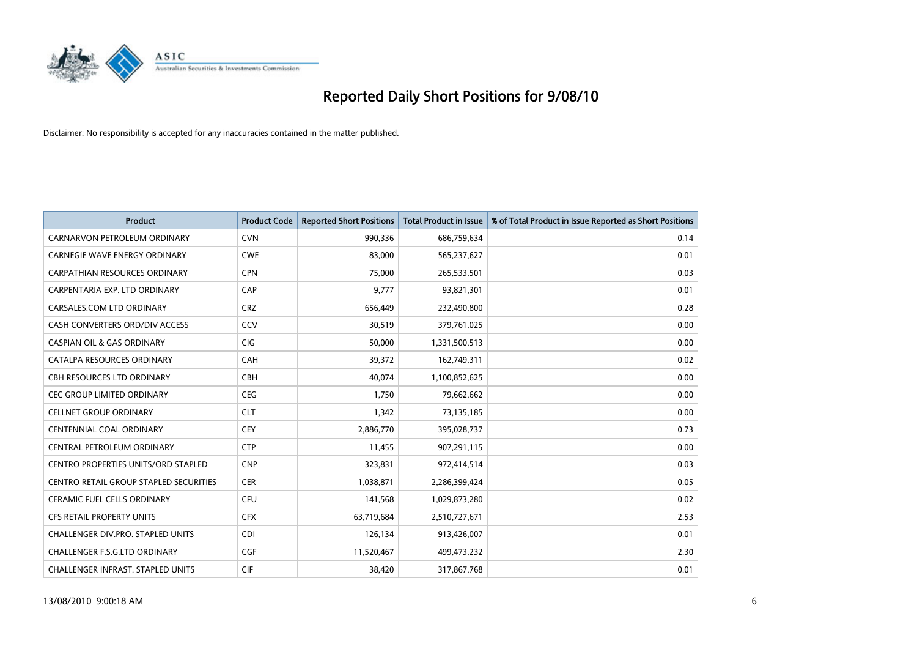# Reported Daily Short Positions for 9/08/10

Disclaimer: No responsibility is accepted for any inaccuracies contained in the matter published.

| Product | Product Code | Reported Short Positions | Total Product in Issue | % of Total Product in Issue Reported as Short Positions |
|---|---|---|---|---|
| CARNARVON PETROLEUM ORDINARY | CVN | 990,336 | 686,759,634 | 0.14 |
| CARNEGIE WAVE ENERGY ORDINARY | CWE | 83,000 | 565,237,627 | 0.01 |
| CARPATHIAN RESOURCES ORDINARY | CPN | 75,000 | 265,533,501 | 0.03 |
| CARPENTARIA EXP. LTD ORDINARY | CAP | 9,777 | 93,821,301 | 0.01 |
| CARSALES.COM LTD ORDINARY | CRZ | 656,449 | 232,490,800 | 0.28 |
| CASH CONVERTERS ORD/DIV ACCESS | CCV | 30,519 | 379,761,025 | 0.00 |
| CASPIAN OIL & GAS ORDINARY | CIG | 50,000 | 1,331,500,513 | 0.00 |
| CATALPA RESOURCES ORDINARY | CAH | 39,372 | 162,749,311 | 0.02 |
| CBH RESOURCES LTD ORDINARY | CBH | 40,074 | 1,100,852,625 | 0.00 |
| CEC GROUP LIMITED ORDINARY | CEG | 1,750 | 79,662,662 | 0.00 |
| CELLNET GROUP ORDINARY | CLT | 1,342 | 73,135,185 | 0.00 |
| CENTENNIAL COAL ORDINARY | CEY | 2,886,770 | 395,028,737 | 0.73 |
| CENTRAL PETROLEUM ORDINARY | CTP | 11,455 | 907,291,115 | 0.00 |
| CENTRO PROPERTIES UNITS/ORD STAPLED | CNP | 323,831 | 972,414,514 | 0.03 |
| CENTRO RETAIL GROUP STAPLED SECURITIES | CER | 1,038,871 | 2,286,399,424 | 0.05 |
| CERAMIC FUEL CELLS ORDINARY | CFU | 141,568 | 1,029,873,280 | 0.02 |
| CFS RETAIL PROPERTY UNITS | CFX | 63,719,684 | 2,510,727,671 | 2.53 |
| CHALLENGER DIV.PRO. STAPLED UNITS | CDI | 126,134 | 913,426,007 | 0.01 |
| CHALLENGER F.S.G.LTD ORDINARY | CGF | 11,520,467 | 499,473,232 | 2.30 |
| CHALLENGER INFRAST. STAPLED UNITS | CIF | 38,420 | 317,867,768 | 0.01 |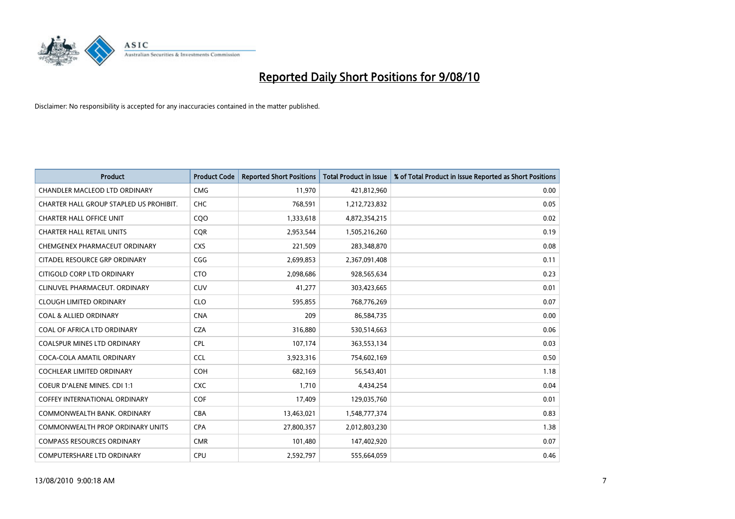# Reported Daily Short Positions for 9/08/10

Disclaimer: No responsibility is accepted for any inaccuracies contained in the matter published.

| Product | Product Code | Reported Short Positions | Total Product in Issue | % of Total Product in Issue Reported as Short Positions |
|---|---|---|---|---|
| CHANDLER MACLEOD LTD ORDINARY | CMG | 11,970 | 421,812,960 | 0.00 |
| CHARTER HALL GROUP STAPLED US PROHIBIT. | CHC | 768,591 | 1,212,723,832 | 0.05 |
| CHARTER HALL OFFICE UNIT | CQO | 1,333,618 | 4,872,354,215 | 0.02 |
| CHARTER HALL RETAIL UNITS | CQR | 2,953,544 | 1,505,216,260 | 0.19 |
| CHEMGENEX PHARMACEUT ORDINARY | CXS | 221,509 | 283,348,870 | 0.08 |
| CITADEL RESOURCE GRP ORDINARY | CGG | 2,699,853 | 2,367,091,408 | 0.11 |
| CITIGOLD CORP LTD ORDINARY | CTO | 2,098,686 | 928,565,634 | 0.23 |
| CLINUVEL PHARMACEUT. ORDINARY | CUV | 41,277 | 303,423,665 | 0.01 |
| CLOUGH LIMITED ORDINARY | CLO | 595,855 | 768,776,269 | 0.07 |
| COAL & ALLIED ORDINARY | CNA | 209 | 86,584,735 | 0.00 |
| COAL OF AFRICA LTD ORDINARY | CZA | 316,880 | 530,514,663 | 0.06 |
| COALSPUR MINES LTD ORDINARY | CPL | 107,174 | 363,553,134 | 0.03 |
| COCA-COLA AMATIL ORDINARY | CCL | 3,923,316 | 754,602,169 | 0.50 |
| COCHLEAR LIMITED ORDINARY | COH | 682,169 | 56,543,401 | 1.18 |
| COEUR D'ALENE MINES. CDI 1:1 | CXC | 1,710 | 4,434,254 | 0.04 |
| COFFEY INTERNATIONAL ORDINARY | COF | 17,409 | 129,035,760 | 0.01 |
| COMMONWEALTH BANK. ORDINARY | CBA | 13,463,021 | 1,548,777,374 | 0.83 |
| COMMONWEALTH PROP ORDINARY UNITS | CPA | 27,800,357 | 2,012,803,230 | 1.38 |
| COMPASS RESOURCES ORDINARY | CMR | 101,480 | 147,402,920 | 0.07 |
| COMPUTERSHARE LTD ORDINARY | CPU | 2,592,797 | 555,664,059 | 0.46 |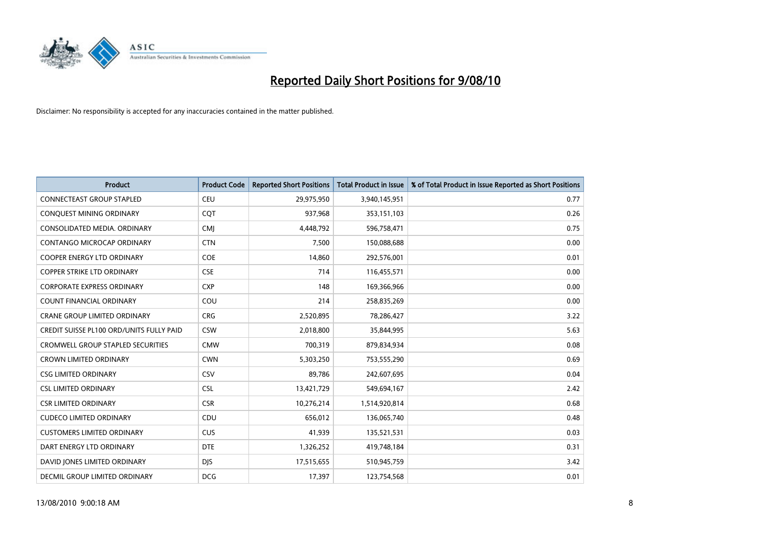# Reported Daily Short Positions for 9/08/10

Disclaimer: No responsibility is accepted for any inaccuracies contained in the matter published.

| Product | Product Code | Reported Short Positions | Total Product in Issue | % of Total Product in Issue Reported as Short Positions |
|---|---|---|---|---|
| CONNECTEAST GROUP STAPLED | CEU | 29,975,950 | 3,940,145,951 | 0.77 |
| CONQUEST MINING ORDINARY | CQT | 937,968 | 353,151,103 | 0.26 |
| CONSOLIDATED MEDIA. ORDINARY | CMJ | 4,448,792 | 596,758,471 | 0.75 |
| CONTANGO MICROCAP ORDINARY | CTN | 7,500 | 150,088,688 | 0.00 |
| COOPER ENERGY LTD ORDINARY | COE | 14,860 | 292,576,001 | 0.01 |
| COPPER STRIKE LTD ORDINARY | CSE | 714 | 116,455,571 | 0.00 |
| CORPORATE EXPRESS ORDINARY | CXP | 148 | 169,366,966 | 0.00 |
| COUNT FINANCIAL ORDINARY | COU | 214 | 258,835,269 | 0.00 |
| CRANE GROUP LIMITED ORDINARY | CRG | 2,520,895 | 78,286,427 | 3.22 |
| CREDIT SUISSE PL100 ORD/UNITS FULLY PAID | CSW | 2,018,800 | 35,844,995 | 5.63 |
| CROMWELL GROUP STAPLED SECURITIES | CMW | 700,319 | 879,834,934 | 0.08 |
| CROWN LIMITED ORDINARY | CWN | 5,303,250 | 753,555,290 | 0.69 |
| CSG LIMITED ORDINARY | CSV | 89,786 | 242,607,695 | 0.04 |
| CSL LIMITED ORDINARY | CSL | 13,421,729 | 549,694,167 | 2.42 |
| CSR LIMITED ORDINARY | CSR | 10,276,214 | 1,514,920,814 | 0.68 |
| CUDECO LIMITED ORDINARY | CDU | 656,012 | 136,065,740 | 0.48 |
| CUSTOMERS LIMITED ORDINARY | CUS | 41,939 | 135,521,531 | 0.03 |
| DART ENERGY LTD ORDINARY | DTE | 1,326,252 | 419,748,184 | 0.31 |
| DAVID JONES LIMITED ORDINARY | DJS | 17,515,655 | 510,945,759 | 3.42 |
| DECMIL GROUP LIMITED ORDINARY | DCG | 17,397 | 123,754,568 | 0.01 |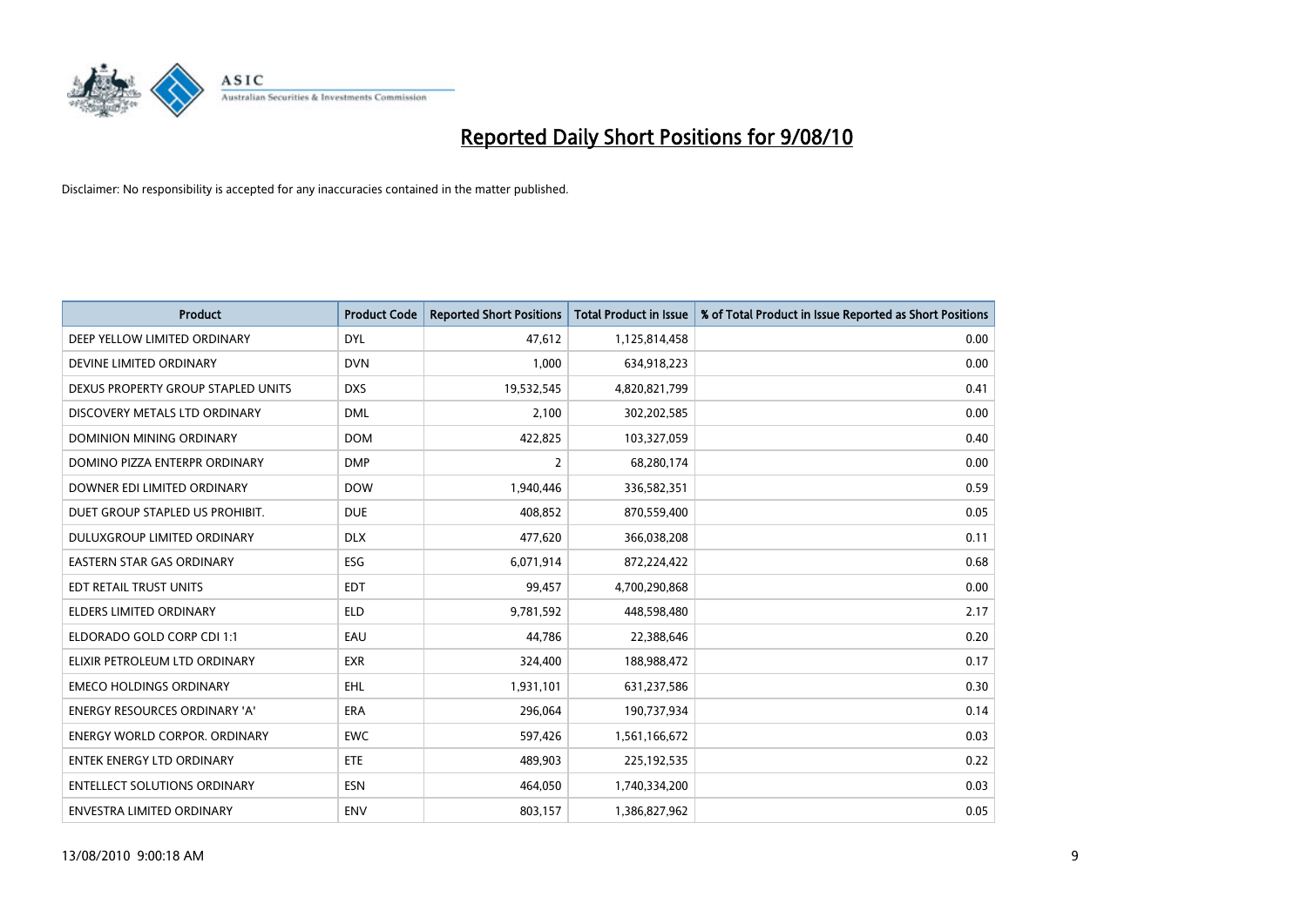# Reported Daily Short Positions for 9/08/10

Disclaimer: No responsibility is accepted for any inaccuracies contained in the matter published.

| Product | Product Code | Reported Short Positions | Total Product in Issue | % of Total Product in Issue Reported as Short Positions |
|---|---|---|---|---|
| DEEP YELLOW LIMITED ORDINARY | DYL | 47,612 | 1,125,814,458 | 0.00 |
| DEVINE LIMITED ORDINARY | DVN | 1,000 | 634,918,223 | 0.00 |
| DEXUS PROPERTY GROUP STAPLED UNITS | DXS | 19,532,545 | 4,820,821,799 | 0.41 |
| DISCOVERY METALS LTD ORDINARY | DML | 2,100 | 302,202,585 | 0.00 |
| DOMINION MINING ORDINARY | DOM | 422,825 | 103,327,059 | 0.40 |
| DOMINO PIZZA ENTERPR ORDINARY | DMP | 2 | 68,280,174 | 0.00 |
| DOWNER EDI LIMITED ORDINARY | DOW | 1,940,446 | 336,582,351 | 0.59 |
| DUET GROUP STAPLED US PROHIBIT. | DUE | 408,852 | 870,559,400 | 0.05 |
| DULUXGROUP LIMITED ORDINARY | DLX | 477,620 | 366,038,208 | 0.11 |
| EASTERN STAR GAS ORDINARY | ESG | 6,071,914 | 872,224,422 | 0.68 |
| EDT RETAIL TRUST UNITS | EDT | 99,457 | 4,700,290,868 | 0.00 |
| ELDERS LIMITED ORDINARY | ELD | 9,781,592 | 448,598,480 | 2.17 |
| ELDORADO GOLD CORP CDI 1:1 | EAU | 44,786 | 22,388,646 | 0.20 |
| ELIXIR PETROLEUM LTD ORDINARY | EXR | 324,400 | 188,988,472 | 0.17 |
| EMECO HOLDINGS ORDINARY | EHL | 1,931,101 | 631,237,586 | 0.30 |
| ENERGY RESOURCES ORDINARY 'A' | ERA | 296,064 | 190,737,934 | 0.14 |
| ENERGY WORLD CORPOR. ORDINARY | EWC | 597,426 | 1,561,166,672 | 0.03 |
| ENTEK ENERGY LTD ORDINARY | ETE | 489,903 | 225,192,535 | 0.22 |
| ENTELLECT SOLUTIONS ORDINARY | ESN | 464,050 | 1,740,334,200 | 0.03 |
| ENVESTRA LIMITED ORDINARY | ENV | 803,157 | 1,386,827,962 | 0.05 |

13/08/2010 9:00:18 AM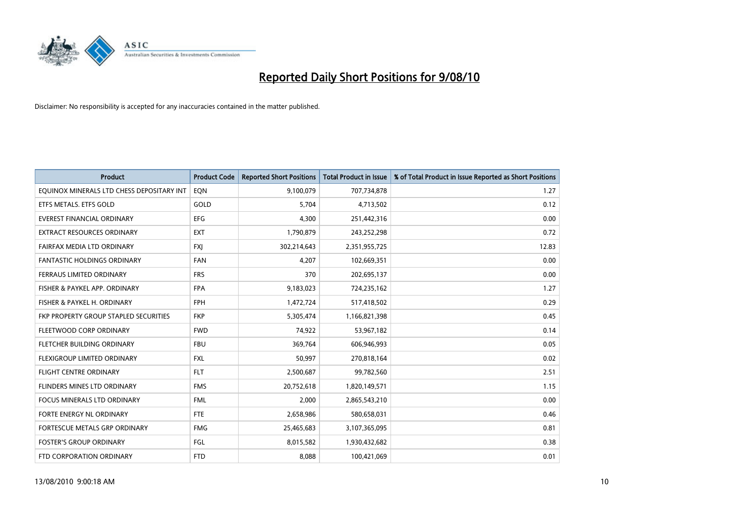# Reported Daily Short Positions for 9/08/10

Disclaimer: No responsibility is accepted for any inaccuracies contained in the matter published.

| Product | Product Code | Reported Short Positions | Total Product in Issue | % of Total Product in Issue Reported as Short Positions |
|---|---|---|---|---|
| EQUINOX MINERALS LTD CHESS DEPOSITARY INT | EQN | 9,100,079 | 707,734,878 | 1.27 |
| ETFS METALS. ETFS GOLD | GOLD | 5,704 | 4,713,502 | 0.12 |
| EVEREST FINANCIAL ORDINARY | EFG | 4,300 | 251,442,316 | 0.00 |
| EXTRACT RESOURCES ORDINARY | EXT | 1,790,879 | 243,252,298 | 0.72 |
| FAIRFAX MEDIA LTD ORDINARY | FXJ | 302,214,643 | 2,351,955,725 | 12.83 |
| FANTASTIC HOLDINGS ORDINARY | FAN | 4,207 | 102,669,351 | 0.00 |
| FERRAUS LIMITED ORDINARY | FRS | 370 | 202,695,137 | 0.00 |
| FISHER & PAYKEL APP. ORDINARY | FPA | 9,183,023 | 724,235,162 | 1.27 |
| FISHER & PAYKEL H. ORDINARY | FPH | 1,472,724 | 517,418,502 | 0.29 |
| FKP PROPERTY GROUP STAPLED SECURITIES | FKP | 5,305,474 | 1,166,821,398 | 0.45 |
| FLEETWOOD CORP ORDINARY | FWD | 74,922 | 53,967,182 | 0.14 |
| FLETCHER BUILDING ORDINARY | FBU | 369,764 | 606,946,993 | 0.05 |
| FLEXIGROUP LIMITED ORDINARY | FXL | 50,997 | 270,818,164 | 0.02 |
| FLIGHT CENTRE ORDINARY | FLT | 2,500,687 | 99,782,560 | 2.51 |
| FLINDERS MINES LTD ORDINARY | FMS | 20,752,618 | 1,820,149,571 | 1.15 |
| FOCUS MINERALS LTD ORDINARY | FML | 2,000 | 2,865,543,210 | 0.00 |
| FORTE ENERGY NL ORDINARY | FTE | 2,658,986 | 580,658,031 | 0.46 |
| FORTESCUE METALS GRP ORDINARY | FMG | 25,465,683 | 3,107,365,095 | 0.81 |
| FOSTER'S GROUP ORDINARY | FGL | 8,015,582 | 1,930,432,682 | 0.38 |
| FTD CORPORATION ORDINARY | FTD | 8,088 | 100,421,069 | 0.01 |

13/08/2010 9:00:18 AM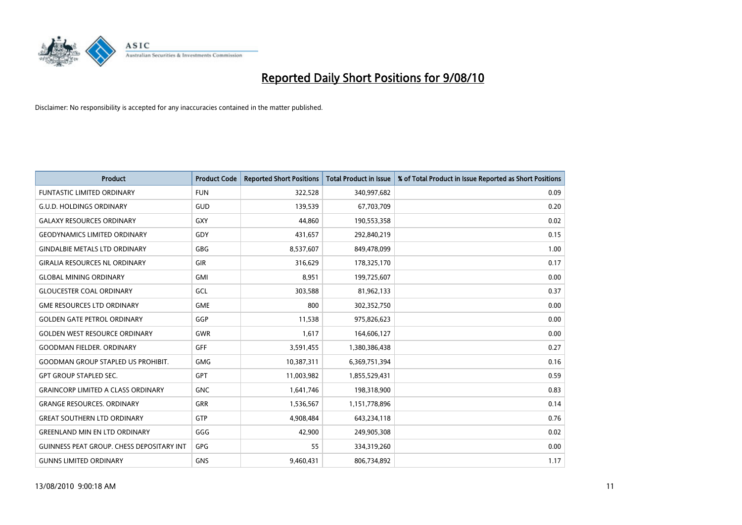# Reported Daily Short Positions for 9/08/10

Disclaimer: No responsibility is accepted for any inaccuracies contained in the matter published.

| Product | Product Code | Reported Short Positions | Total Product in Issue | % of Total Product in Issue Reported as Short Positions |
|---|---|---|---|---|
| FUNTASTIC LIMITED ORDINARY | FUN | 322,528 | 340,997,682 | 0.09 |
| G.U.D. HOLDINGS ORDINARY | GUD | 139,539 | 67,703,709 | 0.20 |
| GALAXY RESOURCES ORDINARY | GXY | 44,860 | 190,553,358 | 0.02 |
| GEODYNAMICS LIMITED ORDINARY | GDY | 431,657 | 292,840,219 | 0.15 |
| GINDALBIE METALS LTD ORDINARY | GBG | 8,537,607 | 849,478,099 | 1.00 |
| GIRALIA RESOURCES NL ORDINARY | GIR | 316,629 | 178,325,170 | 0.17 |
| GLOBAL MINING ORDINARY | GMI | 8,951 | 199,725,607 | 0.00 |
| GLOUCESTER COAL ORDINARY | GCL | 303,588 | 81,962,133 | 0.37 |
| GME RESOURCES LTD ORDINARY | GME | 800 | 302,352,750 | 0.00 |
| GOLDEN GATE PETROL ORDINARY | GGP | 11,538 | 975,826,623 | 0.00 |
| GOLDEN WEST RESOURCE ORDINARY | GWR | 1,617 | 164,606,127 | 0.00 |
| GOODMAN FIELDER. ORDINARY | GFF | 3,591,455 | 1,380,386,438 | 0.27 |
| GOODMAN GROUP STAPLED US PROHIBIT. | GMG | 10,387,311 | 6,369,751,394 | 0.16 |
| GPT GROUP STAPLED SEC. | GPT | 11,003,982 | 1,855,529,431 | 0.59 |
| GRAINCORP LIMITED A CLASS ORDINARY | GNC | 1,641,746 | 198,318,900 | 0.83 |
| GRANGE RESOURCES. ORDINARY | GRR | 1,536,567 | 1,151,778,896 | 0.14 |
| GREAT SOUTHERN LTD ORDINARY | GTP | 4,908,484 | 643,234,118 | 0.76 |
| GREENLAND MIN EN LTD ORDINARY | GGG | 42,900 | 249,905,308 | 0.02 |
| GUINNESS PEAT GROUP. CHESS DEPOSITARY INT | GPG | 55 | 334,319,260 | 0.00 |
| GUNNS LIMITED ORDINARY | GNS | 9,460,431 | 806,734,892 | 1.17 |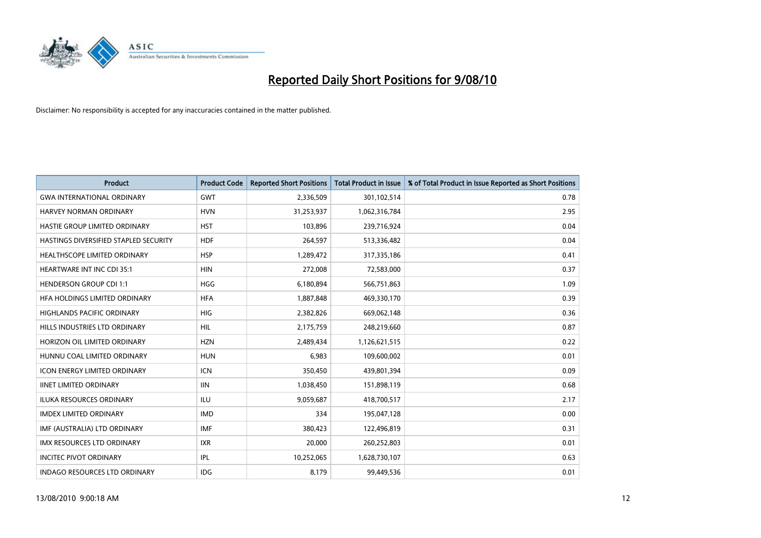# Reported Daily Short Positions for 9/08/10

Disclaimer: No responsibility is accepted for any inaccuracies contained in the matter published.

| Product | Product Code | Reported Short Positions | Total Product in Issue | % of Total Product in Issue Reported as Short Positions |
|---|---|---|---|---|
| GWA INTERNATIONAL ORDINARY | GWT | 2,336,509 | 301,102,514 | 0.78 |
| HARVEY NORMAN ORDINARY | HVN | 31,253,937 | 1,062,316,784 | 2.95 |
| HASTIE GROUP LIMITED ORDINARY | HST | 103,896 | 239,716,924 | 0.04 |
| HASTINGS DIVERSIFIED STAPLED SECURITY | HDF | 264,597 | 513,336,482 | 0.04 |
| HEALTHSCOPE LIMITED ORDINARY | HSP | 1,289,472 | 317,335,186 | 0.41 |
| HEARTWARE INT INC CDI 35:1 | HIN | 272,008 | 72,583,000 | 0.37 |
| HENDERSON GROUP CDI 1:1 | HGG | 6,180,894 | 566,751,863 | 1.09 |
| HFA HOLDINGS LIMITED ORDINARY | HFA | 1,887,848 | 469,330,170 | 0.39 |
| HIGHLANDS PACIFIC ORDINARY | HIG | 2,382,826 | 669,062,148 | 0.36 |
| HILLS INDUSTRIES LTD ORDINARY | HIL | 2,175,759 | 248,219,660 | 0.87 |
| HORIZON OIL LIMITED ORDINARY | HZN | 2,489,434 | 1,126,621,515 | 0.22 |
| HUNNU COAL LIMITED ORDINARY | HUN | 6,983 | 109,600,002 | 0.01 |
| ICON ENERGY LIMITED ORDINARY | ICN | 350,450 | 439,801,394 | 0.09 |
| IINET LIMITED ORDINARY | IIN | 1,038,450 | 151,898,119 | 0.68 |
| ILUKA RESOURCES ORDINARY | ILU | 9,059,687 | 418,700,517 | 2.17 |
| IMDEX LIMITED ORDINARY | IMD | 334 | 195,047,128 | 0.00 |
| IMF (AUSTRALIA) LTD ORDINARY | IMF | 380,423 | 122,496,819 | 0.31 |
| IMX RESOURCES LTD ORDINARY | IXR | 20,000 | 260,252,803 | 0.01 |
| INCITEC PIVOT ORDINARY | IPL | 10,252,065 | 1,628,730,107 | 0.63 |
| INDAGO RESOURCES LTD ORDINARY | IDG | 8,179 | 99,449,536 | 0.01 |

13/08/2010 9:00:18 AM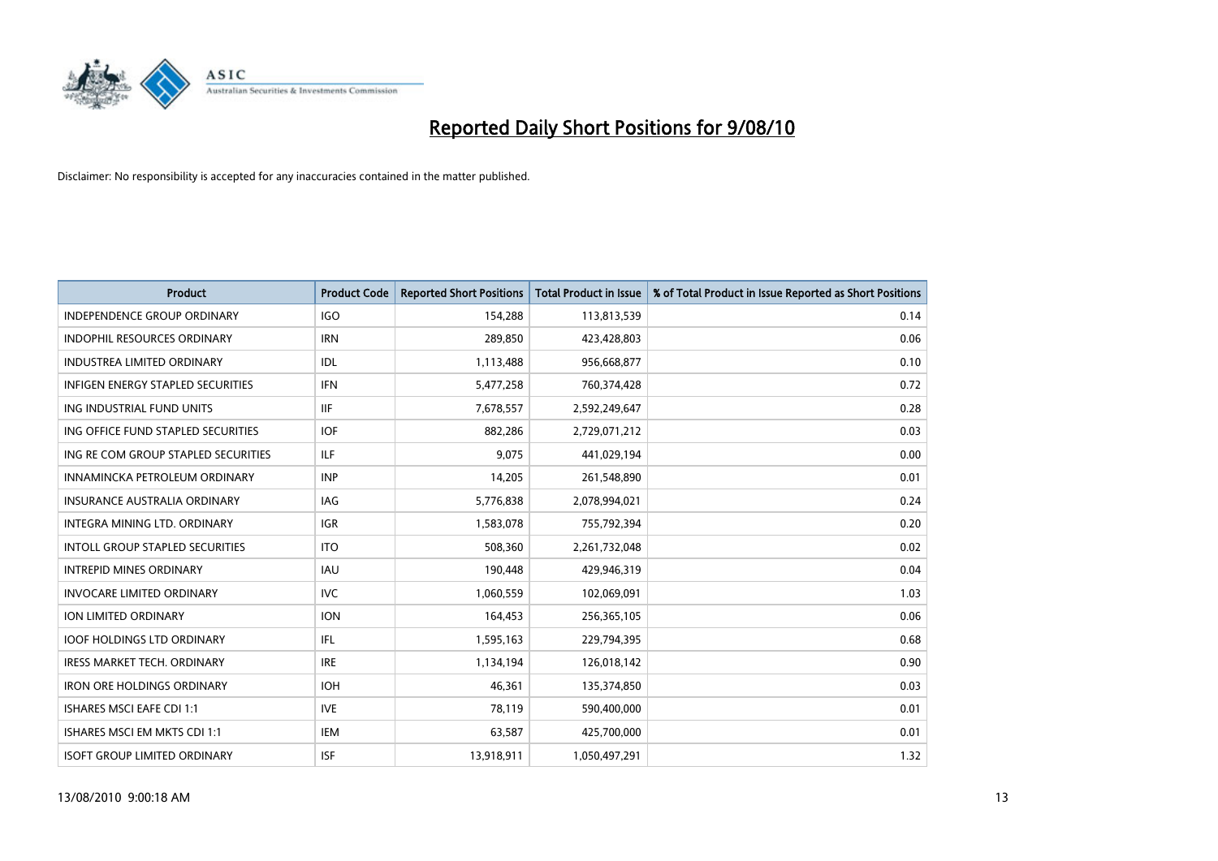# Reported Daily Short Positions for 9/08/10

Disclaimer: No responsibility is accepted for any inaccuracies contained in the matter published.

| Product | Product Code | Reported Short Positions | Total Product in Issue | % of Total Product in Issue Reported as Short Positions |
|---|---|---|---|---|
| INDEPENDENCE GROUP ORDINARY | IGO | 154,288 | 113,813,539 | 0.14 |
| INDOPHIL RESOURCES ORDINARY | IRN | 289,850 | 423,428,803 | 0.06 |
| INDUSTREA LIMITED ORDINARY | IDL | 1,113,488 | 956,668,877 | 0.10 |
| INFIGEN ENERGY STAPLED SECURITIES | IFN | 5,477,258 | 760,374,428 | 0.72 |
| ING INDUSTRIAL FUND UNITS | IIF | 7,678,557 | 2,592,249,647 | 0.28 |
| ING OFFICE FUND STAPLED SECURITIES | IOF | 882,286 | 2,729,071,212 | 0.03 |
| ING RE COM GROUP STAPLED SECURITIES | ILF | 9,075 | 441,029,194 | 0.00 |
| INNAMINCKA PETROLEUM ORDINARY | INP | 14,205 | 261,548,890 | 0.01 |
| INSURANCE AUSTRALIA ORDINARY | IAG | 5,776,838 | 2,078,994,021 | 0.24 |
| INTEGRA MINING LTD. ORDINARY | IGR | 1,583,078 | 755,792,394 | 0.20 |
| INTOLL GROUP STAPLED SECURITIES | ITO | 508,360 | 2,261,732,048 | 0.02 |
| INTREPID MINES ORDINARY | IAU | 190,448 | 429,946,319 | 0.04 |
| INVOCARE LIMITED ORDINARY | IVC | 1,060,559 | 102,069,091 | 1.03 |
| ION LIMITED ORDINARY | ION | 164,453 | 256,365,105 | 0.06 |
| IOOF HOLDINGS LTD ORDINARY | IFL | 1,595,163 | 229,794,395 | 0.68 |
| IRESS MARKET TECH. ORDINARY | IRE | 1,134,194 | 126,018,142 | 0.90 |
| IRON ORE HOLDINGS ORDINARY | IOH | 46,361 | 135,374,850 | 0.03 |
| ISHARES MSCI EAFE CDI 1:1 | IVE | 78,119 | 590,400,000 | 0.01 |
| ISHARES MSCI EM MKTS CDI 1:1 | IEM | 63,587 | 425,700,000 | 0.01 |
| ISOFT GROUP LIMITED ORDINARY | ISF | 13,918,911 | 1,050,497,291 | 1.32 |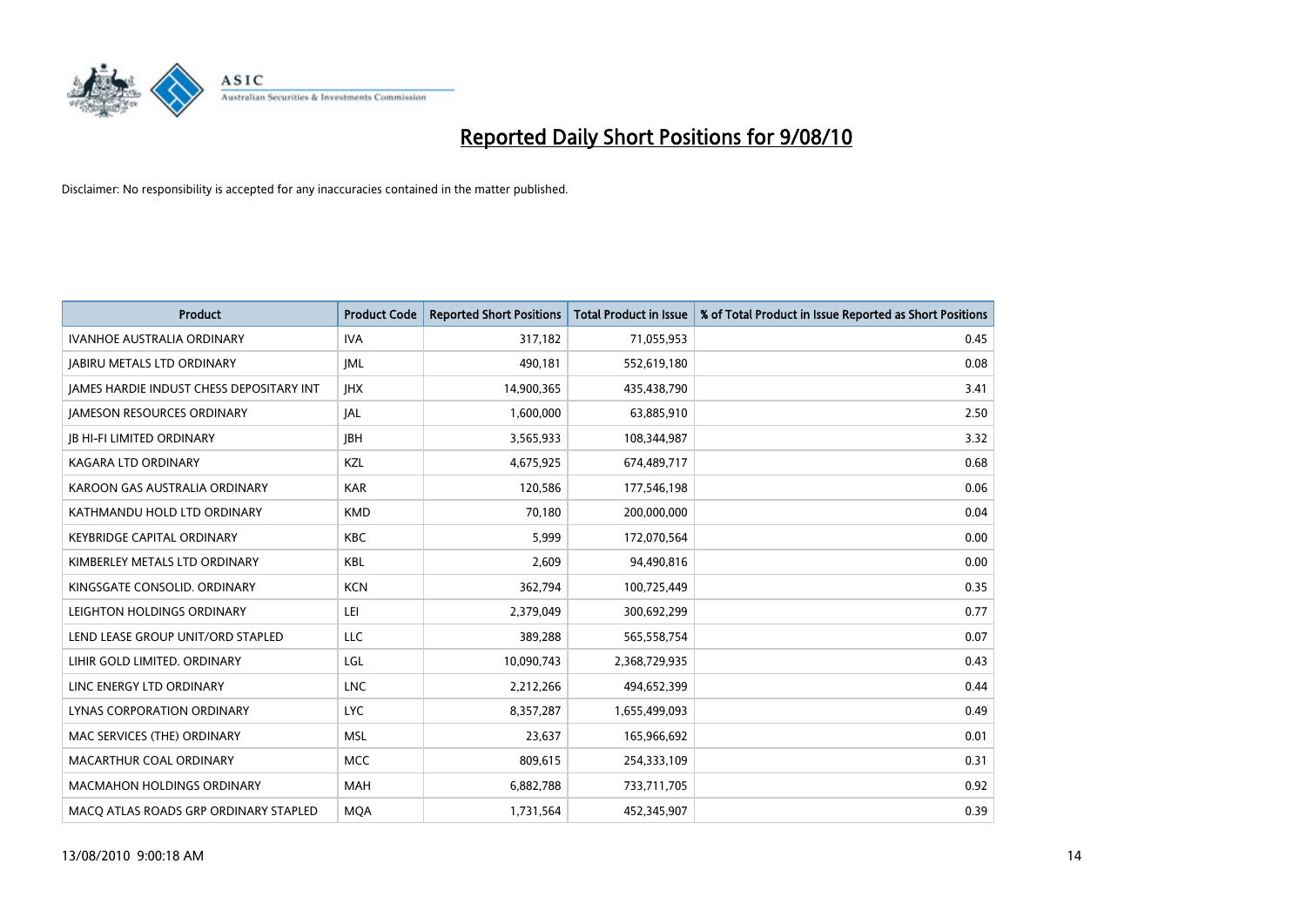# Reported Daily Short Positions for 9/08/10

Disclaimer: No responsibility is accepted for any inaccuracies contained in the matter published.

| Product | Product Code | Reported Short Positions | Total Product in Issue | % of Total Product in Issue Reported as Short Positions |
|---|---|---|---|---|
| IVANHOE AUSTRALIA ORDINARY | IVA | 317,182 | 71,055,953 | 0.45 |
| JABIRU METALS LTD ORDINARY | JML | 490,181 | 552,619,180 | 0.08 |
| JAMES HARDIE INDUST CHESS DEPOSITARY INT | JHX | 14,900,365 | 435,438,790 | 3.41 |
| JAMESON RESOURCES ORDINARY | JAL | 1,600,000 | 63,885,910 | 2.50 |
| JB HI-FI LIMITED ORDINARY | JBH | 3,565,933 | 108,344,987 | 3.32 |
| KAGARA LTD ORDINARY | KZL | 4,675,925 | 674,489,717 | 0.68 |
| KAROON GAS AUSTRALIA ORDINARY | KAR | 120,586 | 177,546,198 | 0.06 |
| KATHMANDU HOLD LTD ORDINARY | KMD | 70,180 | 200,000,000 | 0.04 |
| KEYBRIDGE CAPITAL ORDINARY | KBC | 5,999 | 172,070,564 | 0.00 |
| KIMBERLEY METALS LTD ORDINARY | KBL | 2,609 | 94,490,816 | 0.00 |
| KINGSGATE CONSOLID. ORDINARY | KCN | 362,794 | 100,725,449 | 0.35 |
| LEIGHTON HOLDINGS ORDINARY | LEI | 2,379,049 | 300,692,299 | 0.77 |
| LEND LEASE GROUP UNIT/ORD STAPLED | LLC | 389,288 | 565,558,754 | 0.07 |
| LIHIR GOLD LIMITED. ORDINARY | LGL | 10,090,743 | 2,368,729,935 | 0.43 |
| LINC ENERGY LTD ORDINARY | LNC | 2,212,266 | 494,652,399 | 0.44 |
| LYNAS CORPORATION ORDINARY | LYC | 8,357,287 | 1,655,499,093 | 0.49 |
| MAC SERVICES (THE) ORDINARY | MSL | 23,637 | 165,966,692 | 0.01 |
| MACARTHUR COAL ORDINARY | MCC | 809,615 | 254,333,109 | 0.31 |
| MACMAHON HOLDINGS ORDINARY | MAH | 6,882,788 | 733,711,705 | 0.92 |
| MACQ ATLAS ROADS GRP ORDINARY STAPLED | MQA | 1,731,564 | 452,345,907 | 0.39 |

13/08/2010 9:00:18 AM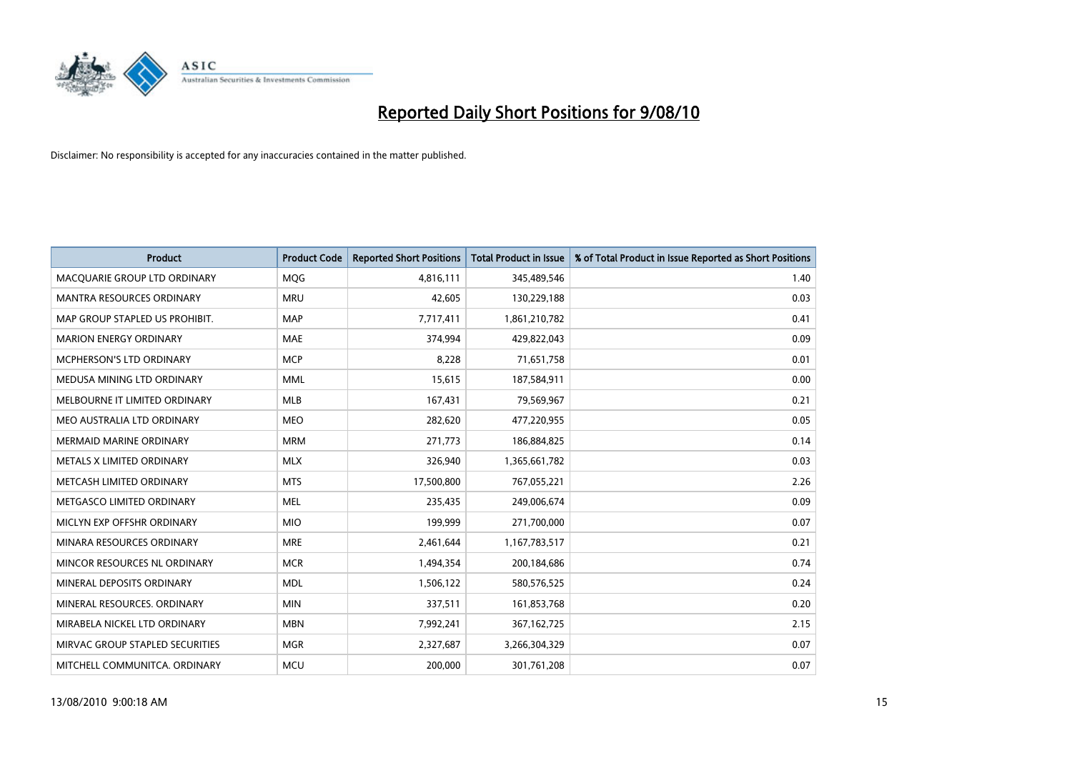# Reported Daily Short Positions for 9/08/10

Disclaimer: No responsibility is accepted for any inaccuracies contained in the matter published.

| Product | Product Code | Reported Short Positions | Total Product in Issue | % of Total Product in Issue Reported as Short Positions |
|---|---|---|---|---|
| MACQUARIE GROUP LTD ORDINARY | MQG | 4,816,111 | 345,489,546 | 1.40 |
| MANTRA RESOURCES ORDINARY | MRU | 42,605 | 130,229,188 | 0.03 |
| MAP GROUP STAPLED US PROHIBIT. | MAP | 7,717,411 | 1,861,210,782 | 0.41 |
| MARION ENERGY ORDINARY | MAE | 374,994 | 429,822,043 | 0.09 |
| MCPHERSON'S LTD ORDINARY | MCP | 8,228 | 71,651,758 | 0.01 |
| MEDUSA MINING LTD ORDINARY | MML | 15,615 | 187,584,911 | 0.00 |
| MELBOURNE IT LIMITED ORDINARY | MLB | 167,431 | 79,569,967 | 0.21 |
| MEO AUSTRALIA LTD ORDINARY | MEO | 282,620 | 477,220,955 | 0.05 |
| MERMAID MARINE ORDINARY | MRM | 271,773 | 186,884,825 | 0.14 |
| METALS X LIMITED ORDINARY | MLX | 326,940 | 1,365,661,782 | 0.03 |
| METCASH LIMITED ORDINARY | MTS | 17,500,800 | 767,055,221 | 2.26 |
| METGASCO LIMITED ORDINARY | MEL | 235,435 | 249,006,674 | 0.09 |
| MICLYN EXP OFFSHR ORDINARY | MIO | 199,999 | 271,700,000 | 0.07 |
| MINARA RESOURCES ORDINARY | MRE | 2,461,644 | 1,167,783,517 | 0.21 |
| MINCOR RESOURCES NL ORDINARY | MCR | 1,494,354 | 200,184,686 | 0.74 |
| MINERAL DEPOSITS ORDINARY | MDL | 1,506,122 | 580,576,525 | 0.24 |
| MINERAL RESOURCES. ORDINARY | MIN | 337,511 | 161,853,768 | 0.20 |
| MIRABELA NICKEL LTD ORDINARY | MBN | 7,992,241 | 367,162,725 | 2.15 |
| MIRVAC GROUP STAPLED SECURITIES | MGR | 2,327,687 | 3,266,304,329 | 0.07 |
| MITCHELL COMMUNITCA. ORDINARY | MCU | 200,000 | 301,761,208 | 0.07 |

13/08/2010 9:00:18 AM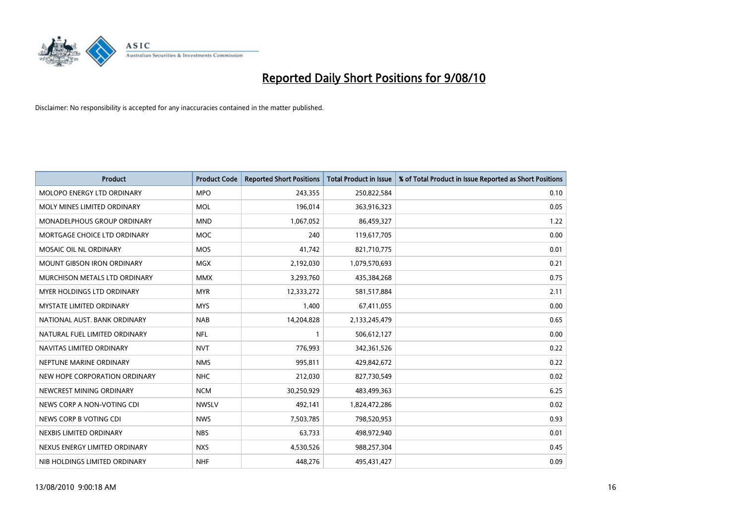# Reported Daily Short Positions for 9/08/10

Disclaimer: No responsibility is accepted for any inaccuracies contained in the matter published.

| Product | Product Code | Reported Short Positions | Total Product in Issue | % of Total Product in Issue Reported as Short Positions |
|---|---|---|---|---|
| MOLOPO ENERGY LTD ORDINARY | MPO | 243,355 | 250,822,584 | 0.10 |
| MOLY MINES LIMITED ORDINARY | MOL | 196,014 | 363,916,323 | 0.05 |
| MONADELPHOUS GROUP ORDINARY | MND | 1,067,052 | 86,459,327 | 1.22 |
| MORTGAGE CHOICE LTD ORDINARY | MOC | 240 | 119,617,705 | 0.00 |
| MOSAIC OIL NL ORDINARY | MOS | 41,742 | 821,710,775 | 0.01 |
| MOUNT GIBSON IRON ORDINARY | MGX | 2,192,030 | 1,079,570,693 | 0.21 |
| MURCHISON METALS LTD ORDINARY | MMX | 3,293,760 | 435,384,268 | 0.75 |
| MYER HOLDINGS LTD ORDINARY | MYR | 12,333,272 | 581,517,884 | 2.11 |
| MYSTATE LIMITED ORDINARY | MYS | 1,400 | 67,411,055 | 0.00 |
| NATIONAL AUST. BANK ORDINARY | NAB | 14,204,828 | 2,133,245,479 | 0.65 |
| NATURAL FUEL LIMITED ORDINARY | NFL | 1 | 506,612,127 | 0.00 |
| NAVITAS LIMITED ORDINARY | NVT | 776,993 | 342,361,526 | 0.22 |
| NEPTUNE MARINE ORDINARY | NMS | 995,811 | 429,842,672 | 0.22 |
| NEW HOPE CORPORATION ORDINARY | NHC | 212,030 | 827,730,549 | 0.02 |
| NEWCREST MINING ORDINARY | NCM | 30,250,929 | 483,499,363 | 6.25 |
| NEWS CORP A NON-VOTING CDI | NWSLV | 492,141 | 1,824,472,286 | 0.02 |
| NEWS CORP B VOTING CDI | NWS | 7,503,785 | 798,520,953 | 0.93 |
| NEXBIS LIMITED ORDINARY | NBS | 63,733 | 498,972,940 | 0.01 |
| NEXUS ENERGY LIMITED ORDINARY | NXS | 4,530,526 | 988,257,304 | 0.45 |
| NIB HOLDINGS LIMITED ORDINARY | NHF | 448,276 | 495,431,427 | 0.09 |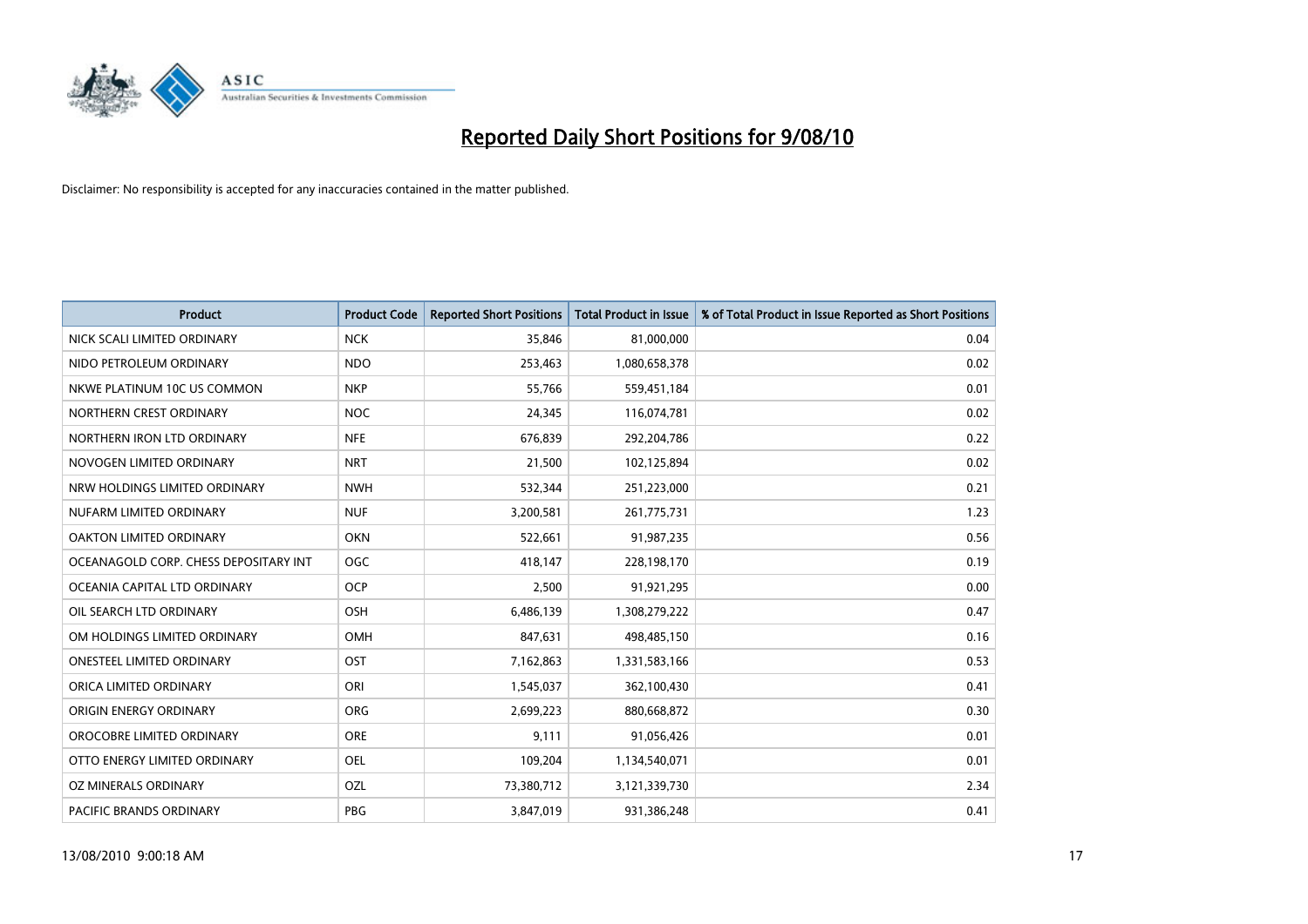# Reported Daily Short Positions for 9/08/10

Disclaimer: No responsibility is accepted for any inaccuracies contained in the matter published.

| Product | Product Code | Reported Short Positions | Total Product in Issue | % of Total Product in Issue Reported as Short Positions |
|---|---|---|---|---|
| NICK SCALI LIMITED ORDINARY | NCK | 35,846 | 81,000,000 | 0.04 |
| NIDO PETROLEUM ORDINARY | NDO | 253,463 | 1,080,658,378 | 0.02 |
| NKWE PLATINUM 10C US COMMON | NKP | 55,766 | 559,451,184 | 0.01 |
| NORTHERN CREST ORDINARY | NOC | 24,345 | 116,074,781 | 0.02 |
| NORTHERN IRON LTD ORDINARY | NFE | 676,839 | 292,204,786 | 0.22 |
| NOVOGEN LIMITED ORDINARY | NRT | 21,500 | 102,125,894 | 0.02 |
| NRW HOLDINGS LIMITED ORDINARY | NWH | 532,344 | 251,223,000 | 0.21 |
| NUFARM LIMITED ORDINARY | NUF | 3,200,581 | 261,775,731 | 1.23 |
| OAKTON LIMITED ORDINARY | OKN | 522,661 | 91,987,235 | 0.56 |
| OCEANAGOLD CORP. CHESS DEPOSITARY INT | OGC | 418,147 | 228,198,170 | 0.19 |
| OCEANIA CAPITAL LTD ORDINARY | OCP | 2,500 | 91,921,295 | 0.00 |
| OIL SEARCH LTD ORDINARY | OSH | 6,486,139 | 1,308,279,222 | 0.47 |
| OM HOLDINGS LIMITED ORDINARY | OMH | 847,631 | 498,485,150 | 0.16 |
| ONESTEEL LIMITED ORDINARY | OST | 7,162,863 | 1,331,583,166 | 0.53 |
| ORICA LIMITED ORDINARY | ORI | 1,545,037 | 362,100,430 | 0.41 |
| ORIGIN ENERGY ORDINARY | ORG | 2,699,223 | 880,668,872 | 0.30 |
| OROCOBRE LIMITED ORDINARY | ORE | 9,111 | 91,056,426 | 0.01 |
| OTTO ENERGY LIMITED ORDINARY | OEL | 109,204 | 1,134,540,071 | 0.01 |
| OZ MINERALS ORDINARY | OZL | 73,380,712 | 3,121,339,730 | 2.34 |
| PACIFIC BRANDS ORDINARY | PBG | 3,847,019 | 931,386,248 | 0.41 |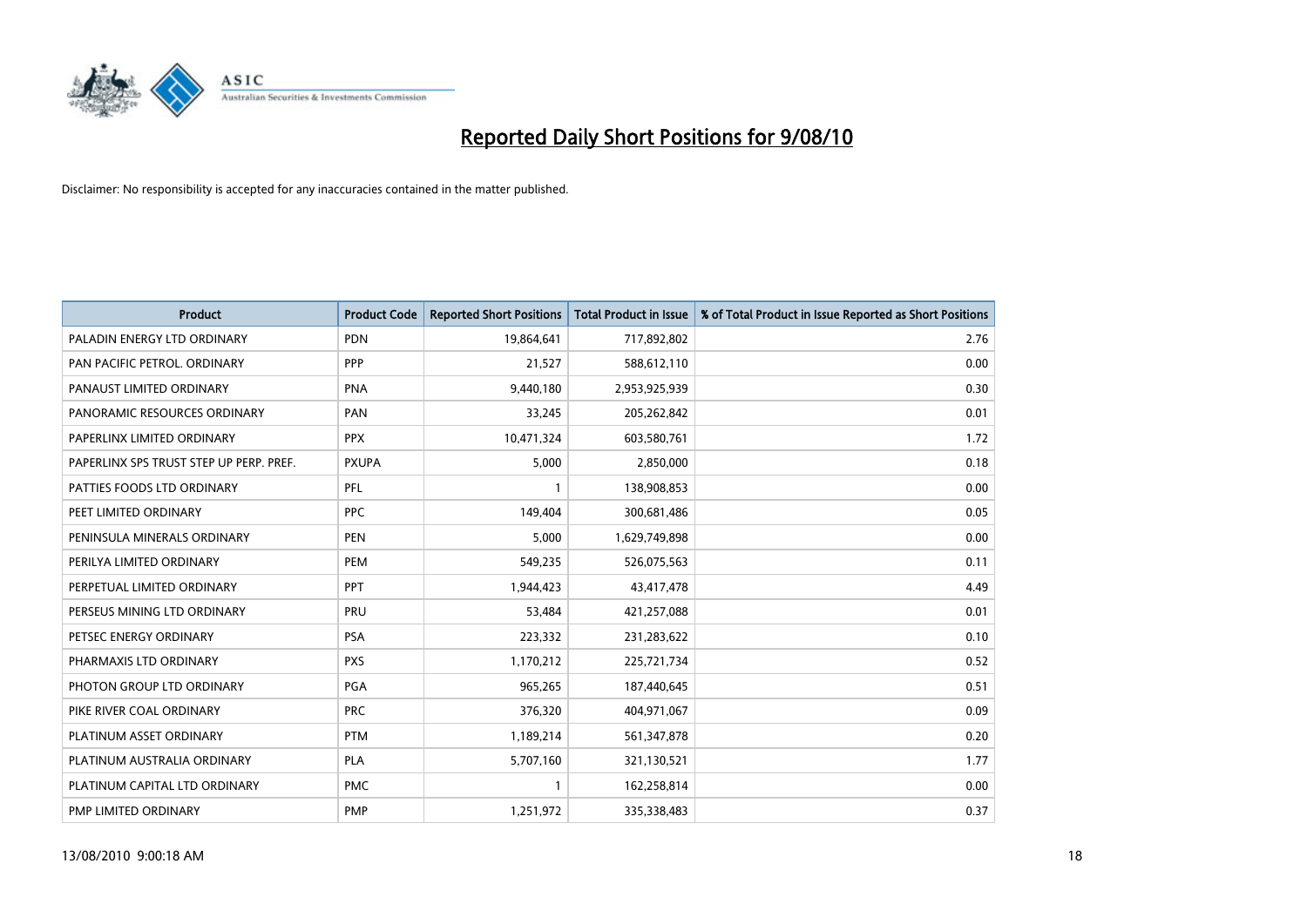# Reported Daily Short Positions for 9/08/10

Disclaimer: No responsibility is accepted for any inaccuracies contained in the matter published.

| Product | Product Code | Reported Short Positions | Total Product in Issue | % of Total Product in Issue Reported as Short Positions |
|---|---|---|---|---|
| PALADIN ENERGY LTD ORDINARY | PDN | 19,864,641 | 717,892,802 | 2.76 |
| PAN PACIFIC PETROL. ORDINARY | PPP | 21,527 | 588,612,110 | 0.00 |
| PANAUST LIMITED ORDINARY | PNA | 9,440,180 | 2,953,925,939 | 0.30 |
| PANORAMIC RESOURCES ORDINARY | PAN | 33,245 | 205,262,842 | 0.01 |
| PAPERLINX LIMITED ORDINARY | PPX | 10,471,324 | 603,580,761 | 1.72 |
| PAPERLINX SPS TRUST STEP UP PERP. PREF. | PXUPA | 5,000 | 2,850,000 | 0.18 |
| PATTIES FOODS LTD ORDINARY | PFL | 1 | 138,908,853 | 0.00 |
| PEET LIMITED ORDINARY | PPC | 149,404 | 300,681,486 | 0.05 |
| PENINSULA MINERALS ORDINARY | PEN | 5,000 | 1,629,749,898 | 0.00 |
| PERILYA LIMITED ORDINARY | PEM | 549,235 | 526,075,563 | 0.11 |
| PERPETUAL LIMITED ORDINARY | PPT | 1,944,423 | 43,417,478 | 4.49 |
| PERSEUS MINING LTD ORDINARY | PRU | 53,484 | 421,257,088 | 0.01 |
| PETSEC ENERGY ORDINARY | PSA | 223,332 | 231,283,622 | 0.10 |
| PHARMAXIS LTD ORDINARY | PXS | 1,170,212 | 225,721,734 | 0.52 |
| PHOTON GROUP LTD ORDINARY | PGA | 965,265 | 187,440,645 | 0.51 |
| PIKE RIVER COAL ORDINARY | PRC | 376,320 | 404,971,067 | 0.09 |
| PLATINUM ASSET ORDINARY | PTM | 1,189,214 | 561,347,878 | 0.20 |
| PLATINUM AUSTRALIA ORDINARY | PLA | 5,707,160 | 321,130,521 | 1.77 |
| PLATINUM CAPITAL LTD ORDINARY | PMC | 1 | 162,258,814 | 0.00 |
| PMP LIMITED ORDINARY | PMP | 1,251,972 | 335,338,483 | 0.37 |

13/08/2010 9:00:18 AM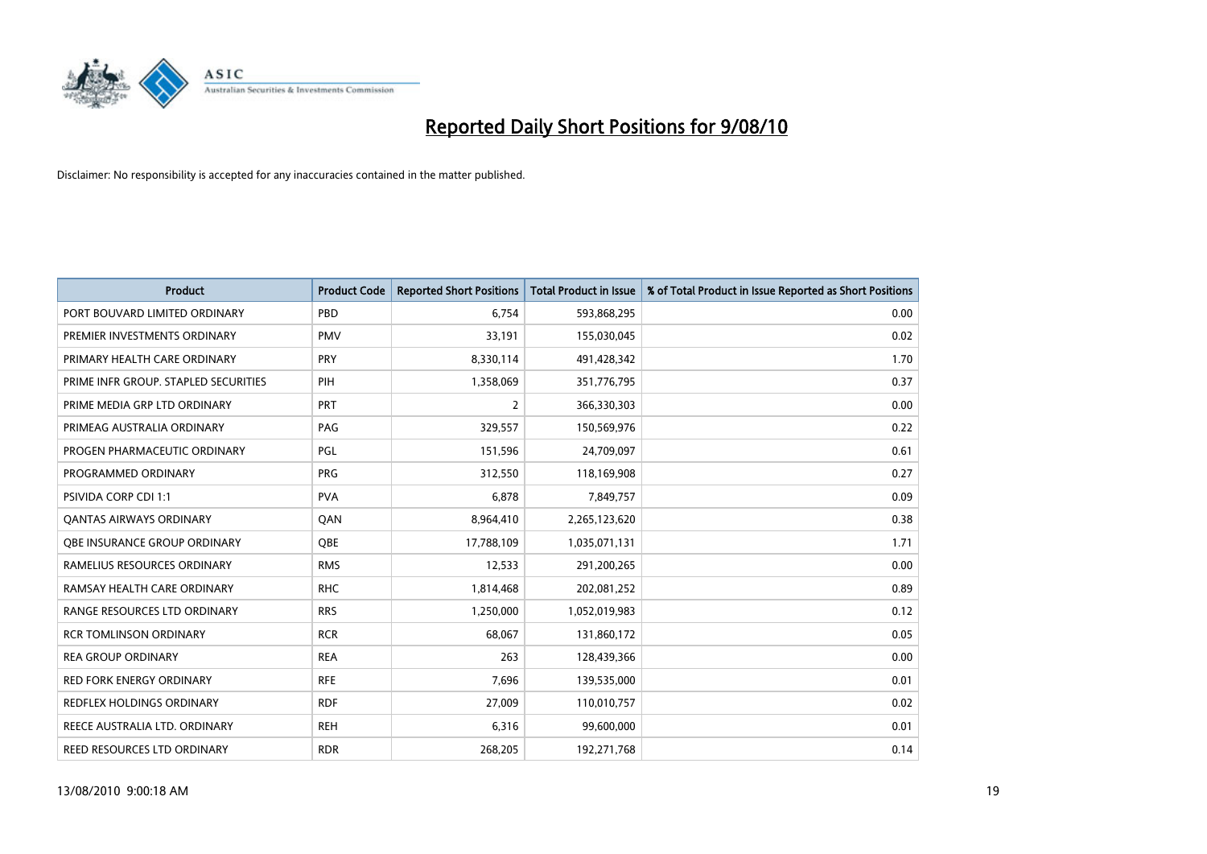# Reported Daily Short Positions for 9/08/10

Disclaimer: No responsibility is accepted for any inaccuracies contained in the matter published.

| Product | Product Code | Reported Short Positions | Total Product in Issue | % of Total Product in Issue Reported as Short Positions |
|---|---|---|---|---|
| PORT BOUVARD LIMITED ORDINARY | PBD | 6,754 | 593,868,295 | 0.00 |
| PREMIER INVESTMENTS ORDINARY | PMV | 33,191 | 155,030,045 | 0.02 |
| PRIMARY HEALTH CARE ORDINARY | PRY | 8,330,114 | 491,428,342 | 1.70 |
| PRIME INFR GROUP. STAPLED SECURITIES | PIH | 1,358,069 | 351,776,795 | 0.37 |
| PRIME MEDIA GRP LTD ORDINARY | PRT | 2 | 366,330,303 | 0.00 |
| PRIMEAG AUSTRALIA ORDINARY | PAG | 329,557 | 150,569,976 | 0.22 |
| PROGEN PHARMACEUTIC ORDINARY | PGL | 151,596 | 24,709,097 | 0.61 |
| PROGRAMMED ORDINARY | PRG | 312,550 | 118,169,908 | 0.27 |
| PSIVIDA CORP CDI 1:1 | PVA | 6,878 | 7,849,757 | 0.09 |
| QANTAS AIRWAYS ORDINARY | QAN | 8,964,410 | 2,265,123,620 | 0.38 |
| QBE INSURANCE GROUP ORDINARY | QBE | 17,788,109 | 1,035,071,131 | 1.71 |
| RAMELIUS RESOURCES ORDINARY | RMS | 12,533 | 291,200,265 | 0.00 |
| RAMSAY HEALTH CARE ORDINARY | RHC | 1,814,468 | 202,081,252 | 0.89 |
| RANGE RESOURCES LTD ORDINARY | RRS | 1,250,000 | 1,052,019,983 | 0.12 |
| RCR TOMLINSON ORDINARY | RCR | 68,067 | 131,860,172 | 0.05 |
| REA GROUP ORDINARY | REA | 263 | 128,439,366 | 0.00 |
| RED FORK ENERGY ORDINARY | RFE | 7,696 | 139,535,000 | 0.01 |
| REDFLEX HOLDINGS ORDINARY | RDF | 27,009 | 110,010,757 | 0.02 |
| REECE AUSTRALIA LTD. ORDINARY | REH | 6,316 | 99,600,000 | 0.01 |
| REED RESOURCES LTD ORDINARY | RDR | 268,205 | 192,271,768 | 0.14 |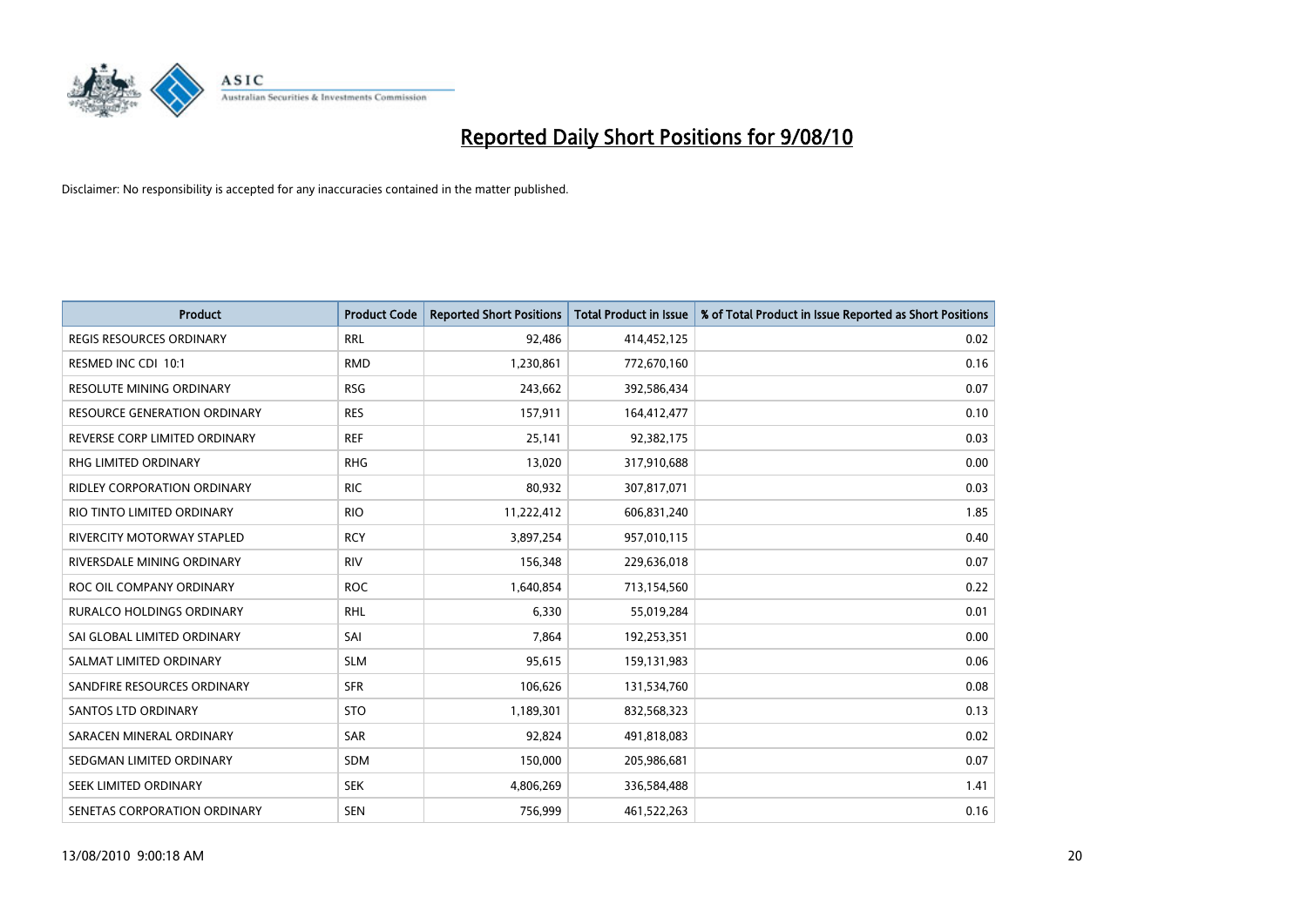# Reported Daily Short Positions for 9/08/10

Disclaimer: No responsibility is accepted for any inaccuracies contained in the matter published.

| Product | Product Code | Reported Short Positions | Total Product in Issue | % of Total Product in Issue Reported as Short Positions |
|---|---|---|---|---|
| REGIS RESOURCES ORDINARY | RRL | 92,486 | 414,452,125 | 0.02 |
| RESMED INC CDI 10:1 | RMD | 1,230,861 | 772,670,160 | 0.16 |
| RESOLUTE MINING ORDINARY | RSG | 243,662 | 392,586,434 | 0.07 |
| RESOURCE GENERATION ORDINARY | RES | 157,911 | 164,412,477 | 0.10 |
| REVERSE CORP LIMITED ORDINARY | REF | 25,141 | 92,382,175 | 0.03 |
| RHG LIMITED ORDINARY | RHG | 13,020 | 317,910,688 | 0.00 |
| RIDLEY CORPORATION ORDINARY | RIC | 80,932 | 307,817,071 | 0.03 |
| RIO TINTO LIMITED ORDINARY | RIO | 11,222,412 | 606,831,240 | 1.85 |
| RIVERCITY MOTORWAY STAPLED | RCY | 3,897,254 | 957,010,115 | 0.40 |
| RIVERSDALE MINING ORDINARY | RIV | 156,348 | 229,636,018 | 0.07 |
| ROC OIL COMPANY ORDINARY | ROC | 1,640,854 | 713,154,560 | 0.22 |
| RURALCO HOLDINGS ORDINARY | RHL | 6,330 | 55,019,284 | 0.01 |
| SAI GLOBAL LIMITED ORDINARY | SAI | 7,864 | 192,253,351 | 0.00 |
| SALMAT LIMITED ORDINARY | SLM | 95,615 | 159,131,983 | 0.06 |
| SANDFIRE RESOURCES ORDINARY | SFR | 106,626 | 131,534,760 | 0.08 |
| SANTOS LTD ORDINARY | STO | 1,189,301 | 832,568,323 | 0.13 |
| SARACEN MINERAL ORDINARY | SAR | 92,824 | 491,818,083 | 0.02 |
| SEDGMAN LIMITED ORDINARY | SDM | 150,000 | 205,986,681 | 0.07 |
| SEEK LIMITED ORDINARY | SEK | 4,806,269 | 336,584,488 | 1.41 |
| SENETAS CORPORATION ORDINARY | SEN | 756,999 | 461,522,263 | 0.16 |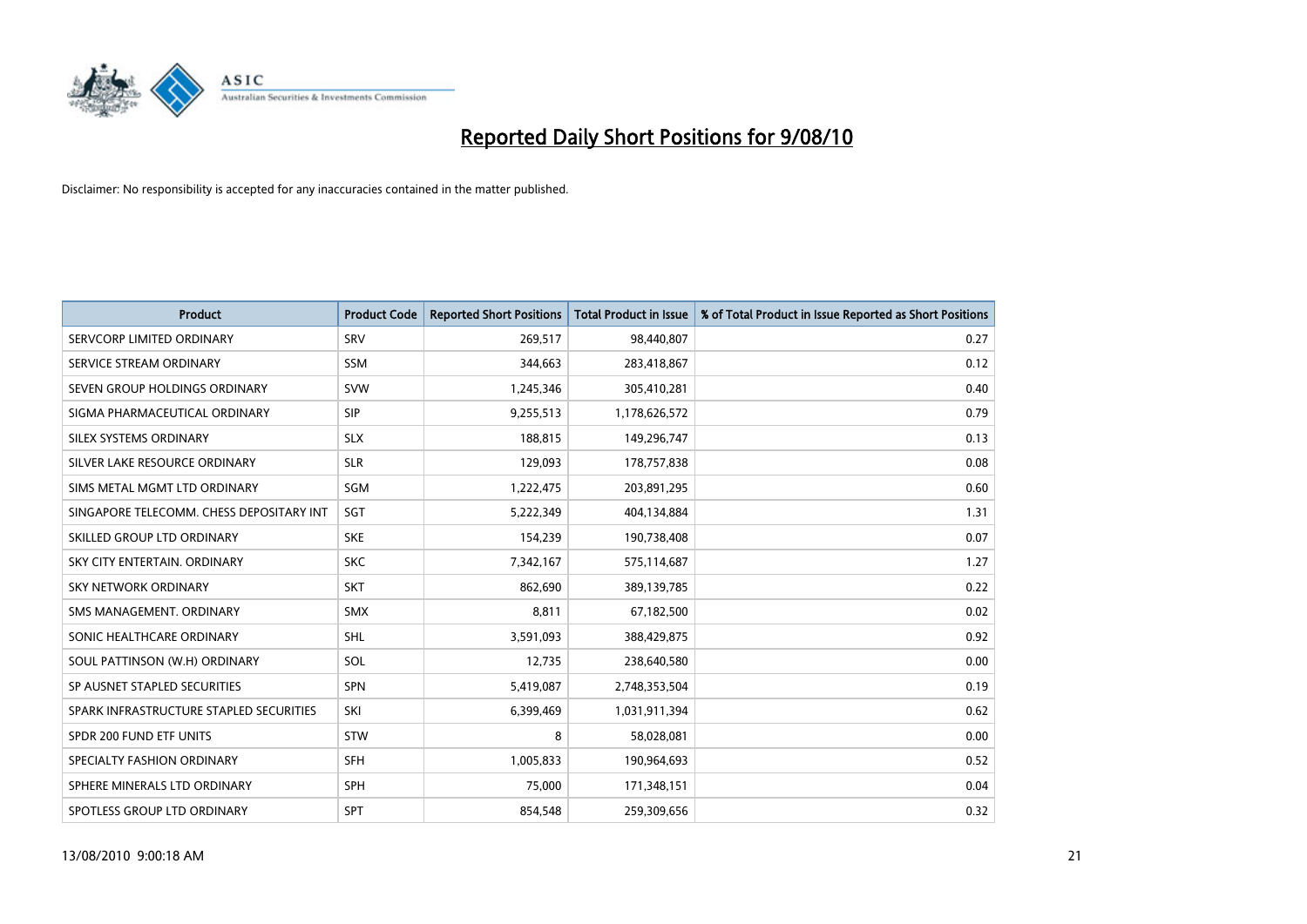# Reported Daily Short Positions for 9/08/10

Disclaimer: No responsibility is accepted for any inaccuracies contained in the matter published.

| Product | Product Code | Reported Short Positions | Total Product in Issue | % of Total Product in Issue Reported as Short Positions |
|---|---|---|---|---|
| SERVCORP LIMITED ORDINARY | SRV | 269,517 | 98,440,807 | 0.27 |
| SERVICE STREAM ORDINARY | SSM | 344,663 | 283,418,867 | 0.12 |
| SEVEN GROUP HOLDINGS ORDINARY | SVW | 1,245,346 | 305,410,281 | 0.40 |
| SIGMA PHARMACEUTICAL ORDINARY | SIP | 9,255,513 | 1,178,626,572 | 0.79 |
| SILEX SYSTEMS ORDINARY | SLX | 188,815 | 149,296,747 | 0.13 |
| SILVER LAKE RESOURCE ORDINARY | SLR | 129,093 | 178,757,838 | 0.08 |
| SIMS METAL MGMT LTD ORDINARY | SGM | 1,222,475 | 203,891,295 | 0.60 |
| SINGAPORE TELECOMM. CHESS DEPOSITARY INT | SGT | 5,222,349 | 404,134,884 | 1.31 |
| SKILLED GROUP LTD ORDINARY | SKE | 154,239 | 190,738,408 | 0.07 |
| SKY CITY ENTERTAIN. ORDINARY | SKC | 7,342,167 | 575,114,687 | 1.27 |
| SKY NETWORK ORDINARY | SKT | 862,690 | 389,139,785 | 0.22 |
| SMS MANAGEMENT. ORDINARY | SMX | 8,811 | 67,182,500 | 0.02 |
| SONIC HEALTHCARE ORDINARY | SHL | 3,591,093 | 388,429,875 | 0.92 |
| SOUL PATTINSON (W.H) ORDINARY | SOL | 12,735 | 238,640,580 | 0.00 |
| SP AUSNET STAPLED SECURITIES | SPN | 5,419,087 | 2,748,353,504 | 0.19 |
| SPARK INFRASTRUCTURE STAPLED SECURITIES | SKI | 6,399,469 | 1,031,911,394 | 0.62 |
| SPDR 200 FUND ETF UNITS | STW | 8 | 58,028,081 | 0.00 |
| SPECIALTY FASHION ORDINARY | SFH | 1,005,833 | 190,964,693 | 0.52 |
| SPHERE MINERALS LTD ORDINARY | SPH | 75,000 | 171,348,151 | 0.04 |
| SPOTLESS GROUP LTD ORDINARY | SPT | 854,548 | 259,309,656 | 0.32 |

13/08/2010 9:00:18 AM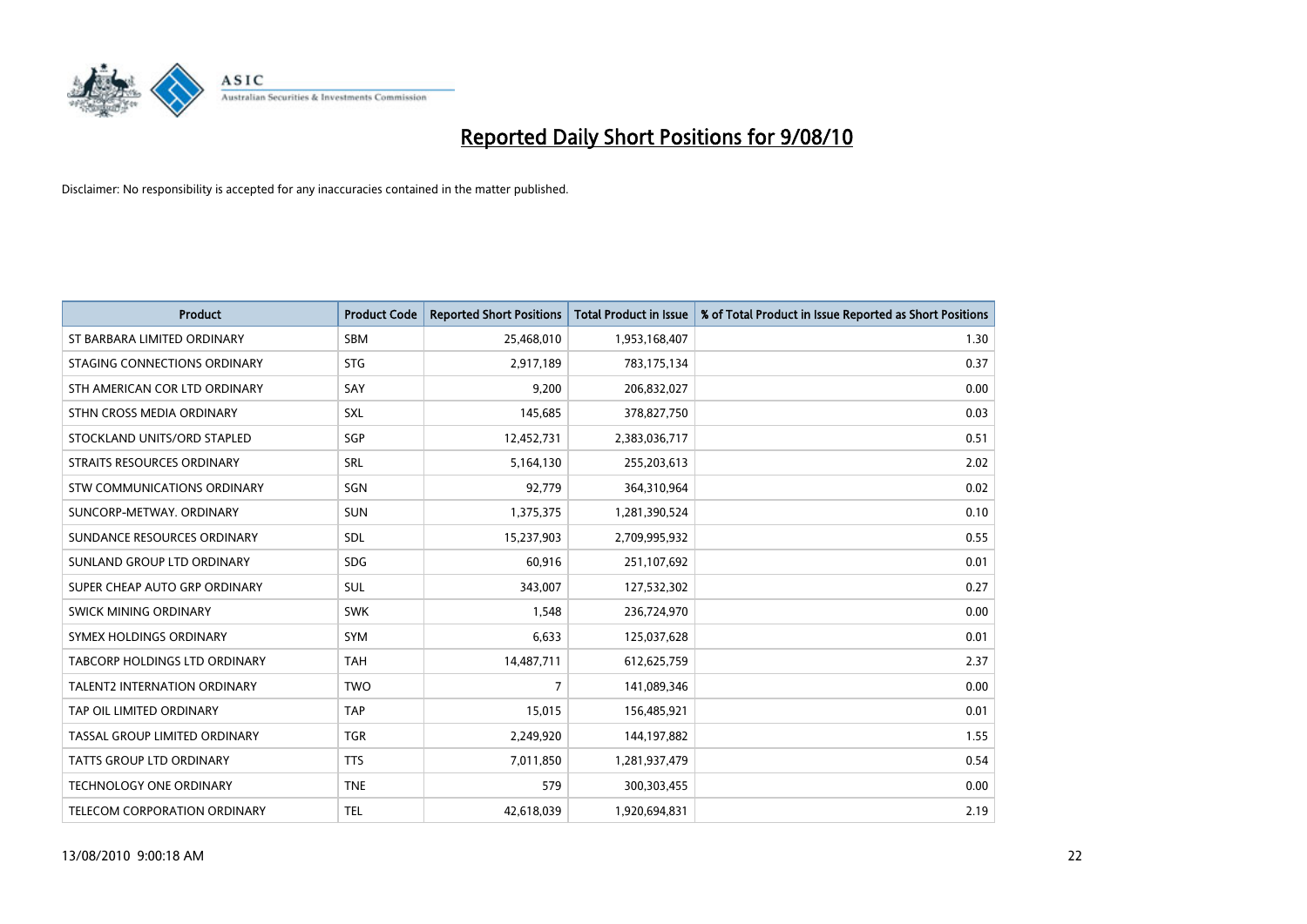# Reported Daily Short Positions for 9/08/10

Disclaimer: No responsibility is accepted for any inaccuracies contained in the matter published.

| Product | Product Code | Reported Short Positions | Total Product in Issue | % of Total Product in Issue Reported as Short Positions |
|---|---|---|---|---|
| ST BARBARA LIMITED ORDINARY | SBM | 25,468,010 | 1,953,168,407 | 1.30 |
| STAGING CONNECTIONS ORDINARY | STG | 2,917,189 | 783,175,134 | 0.37 |
| STH AMERICAN COR LTD ORDINARY | SAY | 9,200 | 206,832,027 | 0.00 |
| STHN CROSS MEDIA ORDINARY | SXL | 145,685 | 378,827,750 | 0.03 |
| STOCKLAND UNITS/ORD STAPLED | SGP | 12,452,731 | 2,383,036,717 | 0.51 |
| STRAITS RESOURCES ORDINARY | SRL | 5,164,130 | 255,203,613 | 2.02 |
| STW COMMUNICATIONS ORDINARY | SGN | 92,779 | 364,310,964 | 0.02 |
| SUNCORP-METWAY. ORDINARY | SUN | 1,375,375 | 1,281,390,524 | 0.10 |
| SUNDANCE RESOURCES ORDINARY | SDL | 15,237,903 | 2,709,995,932 | 0.55 |
| SUNLAND GROUP LTD ORDINARY | SDG | 60,916 | 251,107,692 | 0.01 |
| SUPER CHEAP AUTO GRP ORDINARY | SUL | 343,007 | 127,532,302 | 0.27 |
| SWICK MINING ORDINARY | SWK | 1,548 | 236,724,970 | 0.00 |
| SYMEX HOLDINGS ORDINARY | SYM | 6,633 | 125,037,628 | 0.01 |
| TABCORP HOLDINGS LTD ORDINARY | TAH | 14,487,711 | 612,625,759 | 2.37 |
| TALENT2 INTERNATION ORDINARY | TWO | 7 | 141,089,346 | 0.00 |
| TAP OIL LIMITED ORDINARY | TAP | 15,015 | 156,485,921 | 0.01 |
| TASSAL GROUP LIMITED ORDINARY | TGR | 2,249,920 | 144,197,882 | 1.55 |
| TATTS GROUP LTD ORDINARY | TTS | 7,011,850 | 1,281,937,479 | 0.54 |
| TECHNOLOGY ONE ORDINARY | TNE | 579 | 300,303,455 | 0.00 |
| TELECOM CORPORATION ORDINARY | TEL | 42,618,039 | 1,920,694,831 | 2.19 |

13/08/2010 9:00:18 AM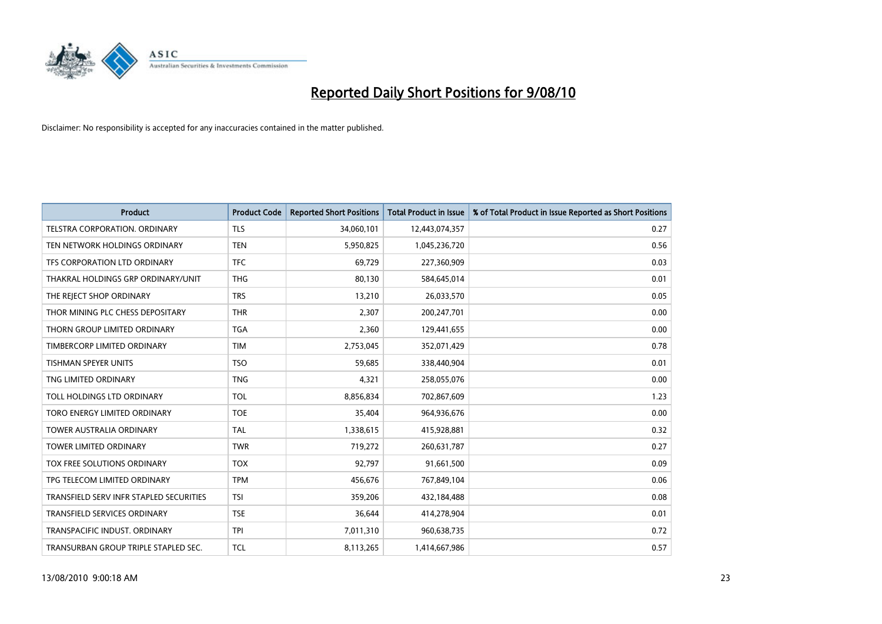# Reported Daily Short Positions for 9/08/10

Disclaimer: No responsibility is accepted for any inaccuracies contained in the matter published.

| Product | Product Code | Reported Short Positions | Total Product in Issue | % of Total Product in Issue Reported as Short Positions |
|---|---|---|---|---|
| TELSTRA CORPORATION. ORDINARY | TLS | 34,060,101 | 12,443,074,357 | 0.27 |
| TEN NETWORK HOLDINGS ORDINARY | TEN | 5,950,825 | 1,045,236,720 | 0.56 |
| TFS CORPORATION LTD ORDINARY | TFC | 69,729 | 227,360,909 | 0.03 |
| THAKRAL HOLDINGS GRP ORDINARY/UNIT | THG | 80,130 | 584,645,014 | 0.01 |
| THE REJECT SHOP ORDINARY | TRS | 13,210 | 26,033,570 | 0.05 |
| THOR MINING PLC CHESS DEPOSITARY | THR | 2,307 | 200,247,701 | 0.00 |
| THORN GROUP LIMITED ORDINARY | TGA | 2,360 | 129,441,655 | 0.00 |
| TIMBERCORP LIMITED ORDINARY | TIM | 2,753,045 | 352,071,429 | 0.78 |
| TISHMAN SPEYER UNITS | TSO | 59,685 | 338,440,904 | 0.01 |
| TNG LIMITED ORDINARY | TNG | 4,321 | 258,055,076 | 0.00 |
| TOLL HOLDINGS LTD ORDINARY | TOL | 8,856,834 | 702,867,609 | 1.23 |
| TORO ENERGY LIMITED ORDINARY | TOE | 35,404 | 964,936,676 | 0.00 |
| TOWER AUSTRALIA ORDINARY | TAL | 1,338,615 | 415,928,881 | 0.32 |
| TOWER LIMITED ORDINARY | TWR | 719,272 | 260,631,787 | 0.27 |
| TOX FREE SOLUTIONS ORDINARY | TOX | 92,797 | 91,661,500 | 0.09 |
| TPG TELECOM LIMITED ORDINARY | TPM | 456,676 | 767,849,104 | 0.06 |
| TRANSFIELD SERV INFR STAPLED SECURITIES | TSI | 359,206 | 432,184,488 | 0.08 |
| TRANSFIELD SERVICES ORDINARY | TSE | 36,644 | 414,278,904 | 0.01 |
| TRANSPACIFIC INDUST. ORDINARY | TPI | 7,011,310 | 960,638,735 | 0.72 |
| TRANSURBAN GROUP TRIPLE STAPLED SEC. | TCL | 8,113,265 | 1,414,667,986 | 0.57 |

13/08/2010 9:00:18 AM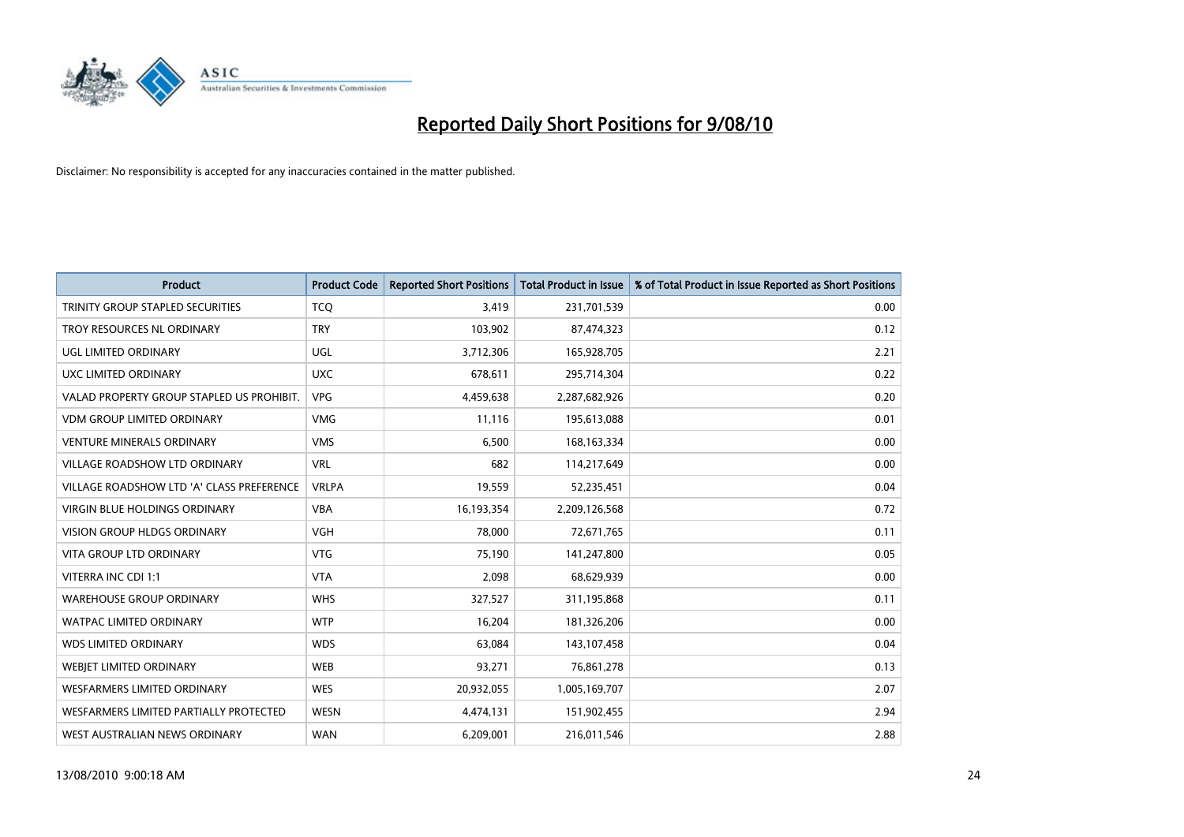# Reported Daily Short Positions for 9/08/10

Disclaimer: No responsibility is accepted for any inaccuracies contained in the matter published.

| Product | Product Code | Reported Short Positions | Total Product in Issue | % of Total Product in Issue Reported as Short Positions |
|---|---|---|---|---|
| TRINITY GROUP STAPLED SECURITIES | TCQ | 3,419 | 231,701,539 | 0.00 |
| TROY RESOURCES NL ORDINARY | TRY | 103,902 | 87,474,323 | 0.12 |
| UGL LIMITED ORDINARY | UGL | 3,712,306 | 165,928,705 | 2.21 |
| UXC LIMITED ORDINARY | UXC | 678,611 | 295,714,304 | 0.22 |
| VALAD PROPERTY GROUP STAPLED US PROHIBIT. | VPG | 4,459,638 | 2,287,682,926 | 0.20 |
| VDM GROUP LIMITED ORDINARY | VMG | 11,116 | 195,613,088 | 0.01 |
| VENTURE MINERALS ORDINARY | VMS | 6,500 | 168,163,334 | 0.00 |
| VILLAGE ROADSHOW LTD ORDINARY | VRL | 682 | 114,217,649 | 0.00 |
| VILLAGE ROADSHOW LTD 'A' CLASS PREFERENCE | VRLPA | 19,559 | 52,235,451 | 0.04 |
| VIRGIN BLUE HOLDINGS ORDINARY | VBA | 16,193,354 | 2,209,126,568 | 0.72 |
| VISION GROUP HLDGS ORDINARY | VGH | 78,000 | 72,671,765 | 0.11 |
| VITA GROUP LTD ORDINARY | VTG | 75,190 | 141,247,800 | 0.05 |
| VITERRA INC CDI 1:1 | VTA | 2,098 | 68,629,939 | 0.00 |
| WAREHOUSE GROUP ORDINARY | WHS | 327,527 | 311,195,868 | 0.11 |
| WATPAC LIMITED ORDINARY | WTP | 16,204 | 181,326,206 | 0.00 |
| WDS LIMITED ORDINARY | WDS | 63,084 | 143,107,458 | 0.04 |
| WEBJET LIMITED ORDINARY | WEB | 93,271 | 76,861,278 | 0.13 |
| WESFARMERS LIMITED ORDINARY | WES | 20,932,055 | 1,005,169,707 | 2.07 |
| WESFARMERS LIMITED PARTIALLY PROTECTED | WESN | 4,474,131 | 151,902,455 | 2.94 |
| WEST AUSTRALIAN NEWS ORDINARY | WAN | 6,209,001 | 216,011,546 | 2.88 |

13/08/2010 9:00:18 AM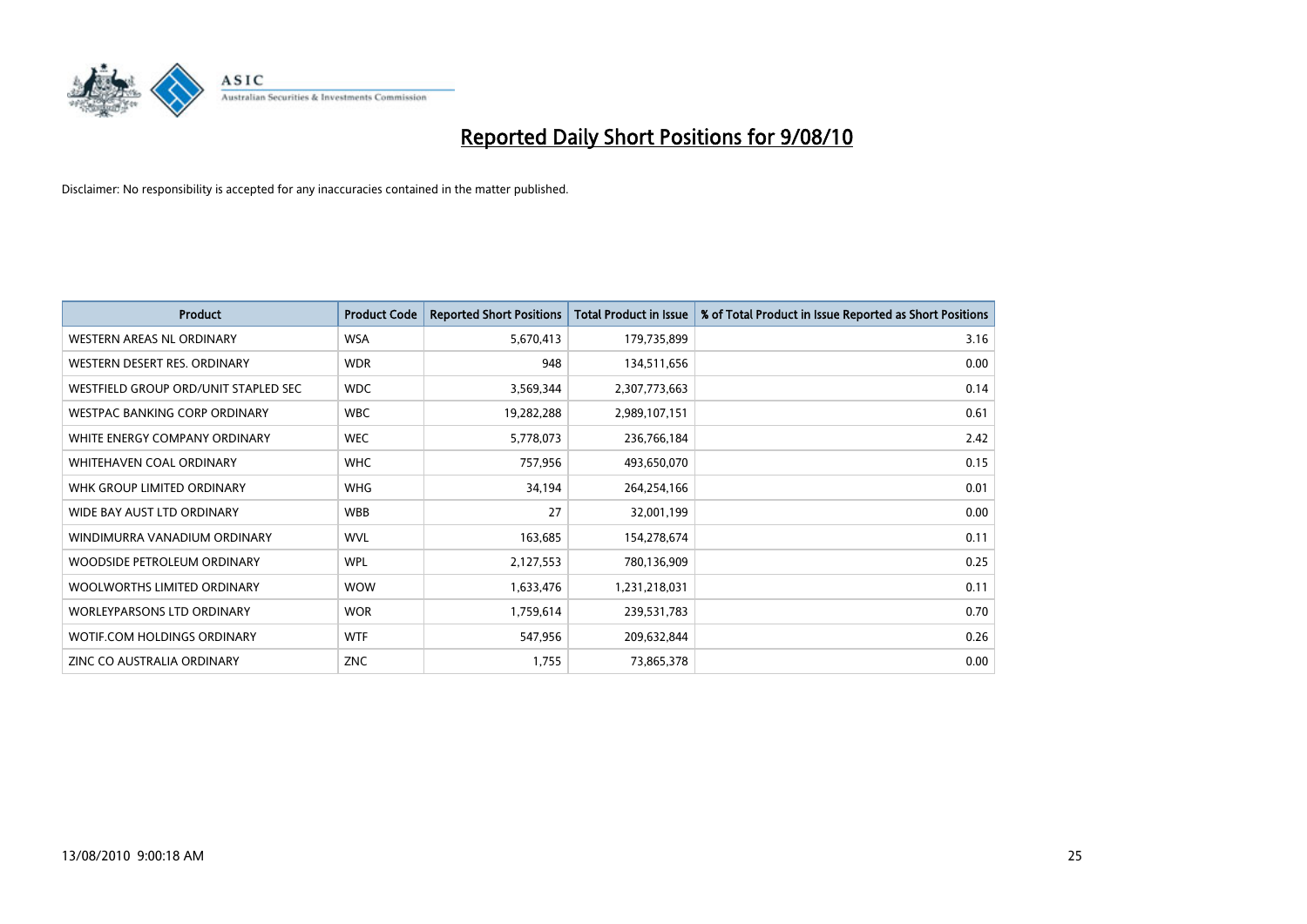# Reported Daily Short Positions for 9/08/10

Disclaimer: No responsibility is accepted for any inaccuracies contained in the matter published.

| Product | Product Code | Reported Short Positions | Total Product in Issue | % of Total Product in Issue Reported as Short Positions |
|---|---|---|---|---|
| WESTERN AREAS NL ORDINARY | WSA | 5,670,413 | 179,735,899 | 3.16 |
| WESTERN DESERT RES. ORDINARY | WDR | 948 | 134,511,656 | 0.00 |
| WESTFIELD GROUP ORD/UNIT STAPLED SEC | WDC | 3,569,344 | 2,307,773,663 | 0.14 |
| WESTPAC BANKING CORP ORDINARY | WBC | 19,282,288 | 2,989,107,151 | 0.61 |
| WHITE ENERGY COMPANY ORDINARY | WEC | 5,778,073 | 236,766,184 | 2.42 |
| WHITEHAVEN COAL ORDINARY | WHC | 757,956 | 493,650,070 | 0.15 |
| WHK GROUP LIMITED ORDINARY | WHG | 34,194 | 264,254,166 | 0.01 |
| WIDE BAY AUST LTD ORDINARY | WBB | 27 | 32,001,199 | 0.00 |
| WINDIMURRA VANADIUM ORDINARY | WVL | 163,685 | 154,278,674 | 0.11 |
| WOODSIDE PETROLEUM ORDINARY | WPL | 2,127,553 | 780,136,909 | 0.25 |
| WOOLWORTHS LIMITED ORDINARY | WOW | 1,633,476 | 1,231,218,031 | 0.11 |
| WORLEYPARSONS LTD ORDINARY | WOR | 1,759,614 | 239,531,783 | 0.70 |
| WOTIF.COM HOLDINGS ORDINARY | WTF | 547,956 | 209,632,844 | 0.26 |
| ZINC CO AUSTRALIA ORDINARY | ZNC | 1,755 | 73,865,378 | 0.00 |